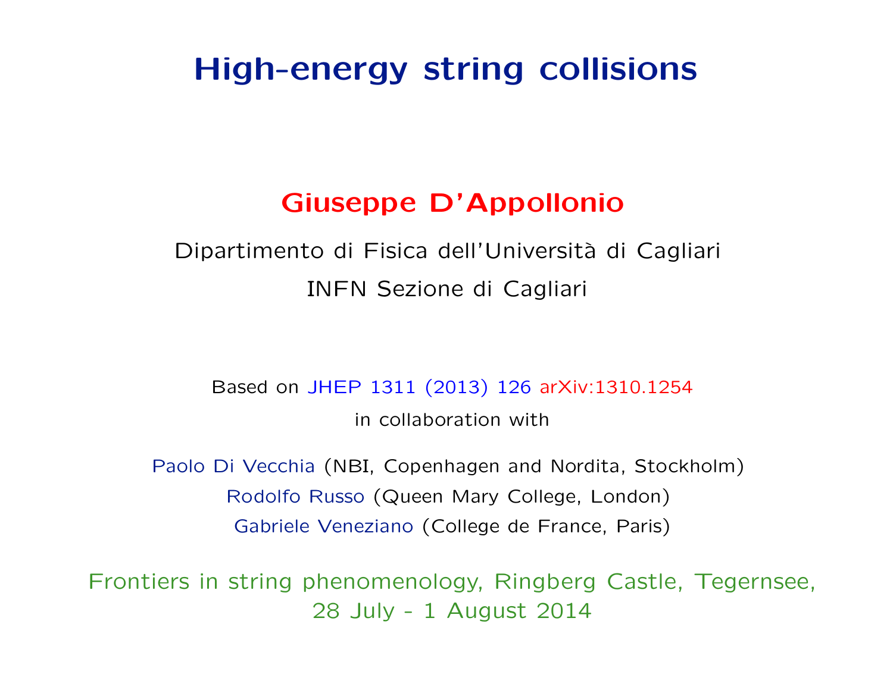# High-energy string collisions

**Giuseppe D'Appollonio**

Dipartimento di Fisica dell'Università di Cagliari

INFN Sezione di Cagliari

Based on JHEP 1311 (2013) 126 arXiv:1310.1254

in collaboration with

Paolo Di Vecchia (NBI, Copenhagen and Nordita, Stockholm)

Rodolfo Russo (Queen Mary College, London)

Gabriele Veneziano (College de France, Paris)

Frontiers in string phenomenology, Ringberg Castle, Tegernsee, 28 July - 1 August 2014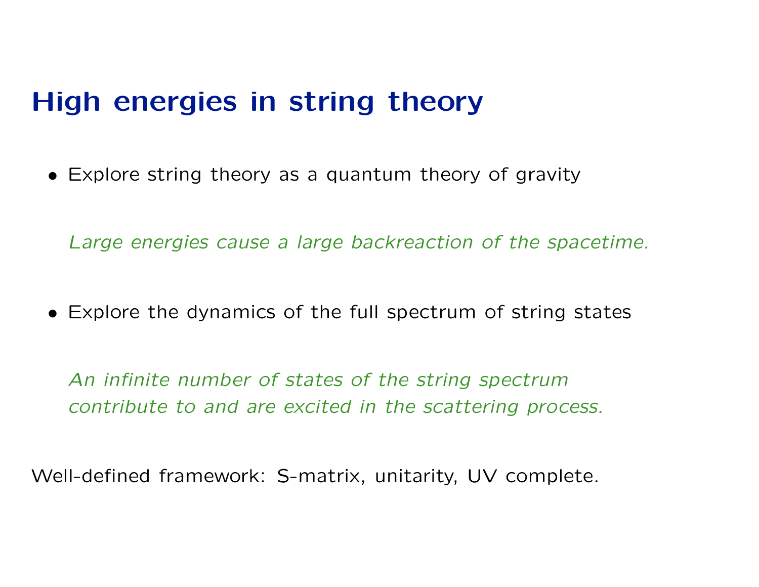# High energies in string theory

- Explore string theory as a quantum theory of gravity

  *Large energies cause a large backreaction of the spacetime.*

- Explore the dynamics of the full spectrum of string states

  *An infinite number of states of the string spectrum contribute to and are excited in the scattering process.*

Well-defined framework: S-matrix, unitarity, UV complete.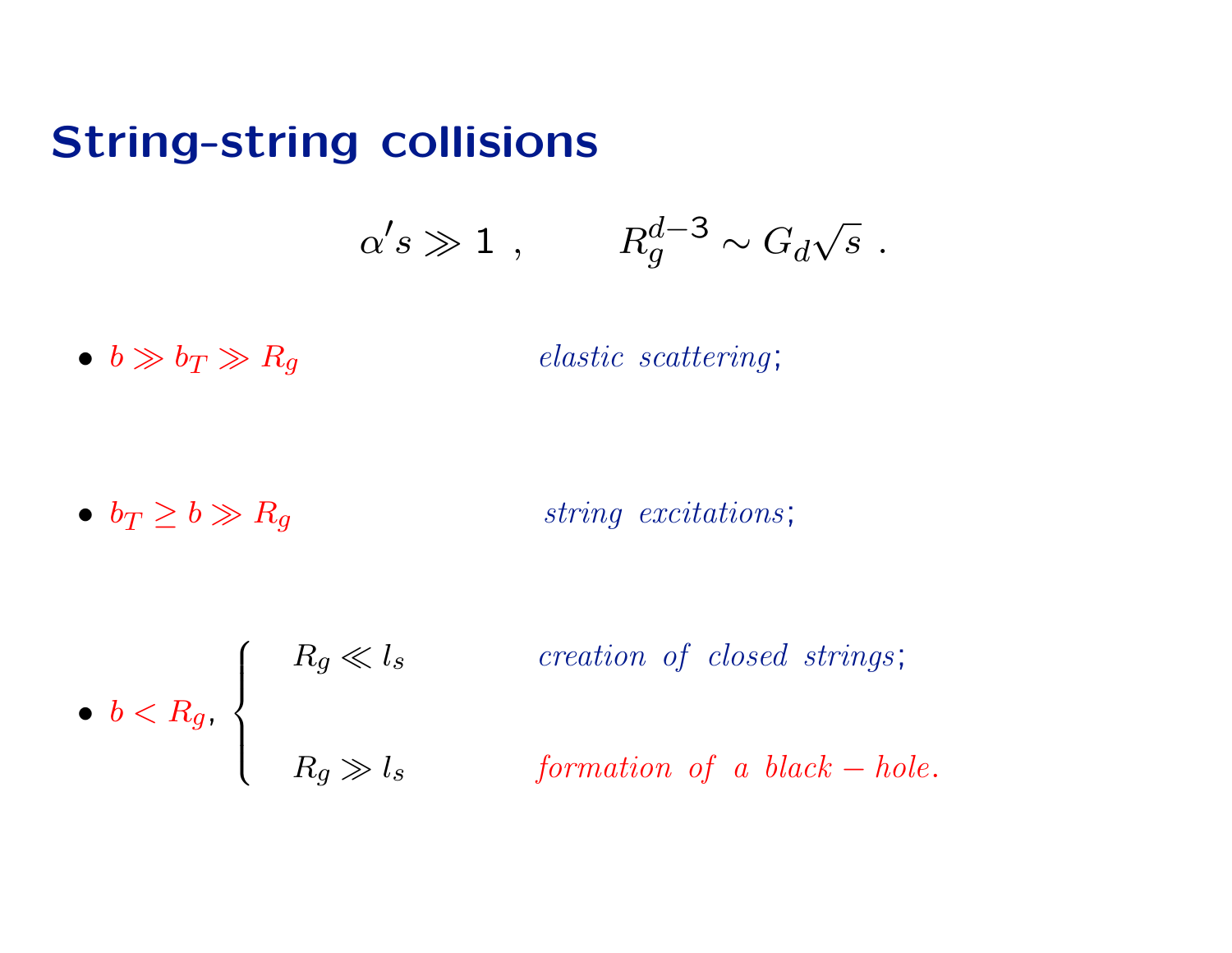## String-string collisions

$$\alpha' s \gg 1 \ , \qquad R_g^{d-3} \sim G_d \sqrt{s} \ .$$

- $b \gg b_T \gg R_g$ — *elastic scattering*;

- $b_T \geq b \gg R_g$ — *string excitations*;

- $b < R_g$, $\begin{cases} R_g \ll l_s & \textit{creation of closed strings}; \\ R_g \gg l_s & \textit{formation of a black-hole}. \end{cases}$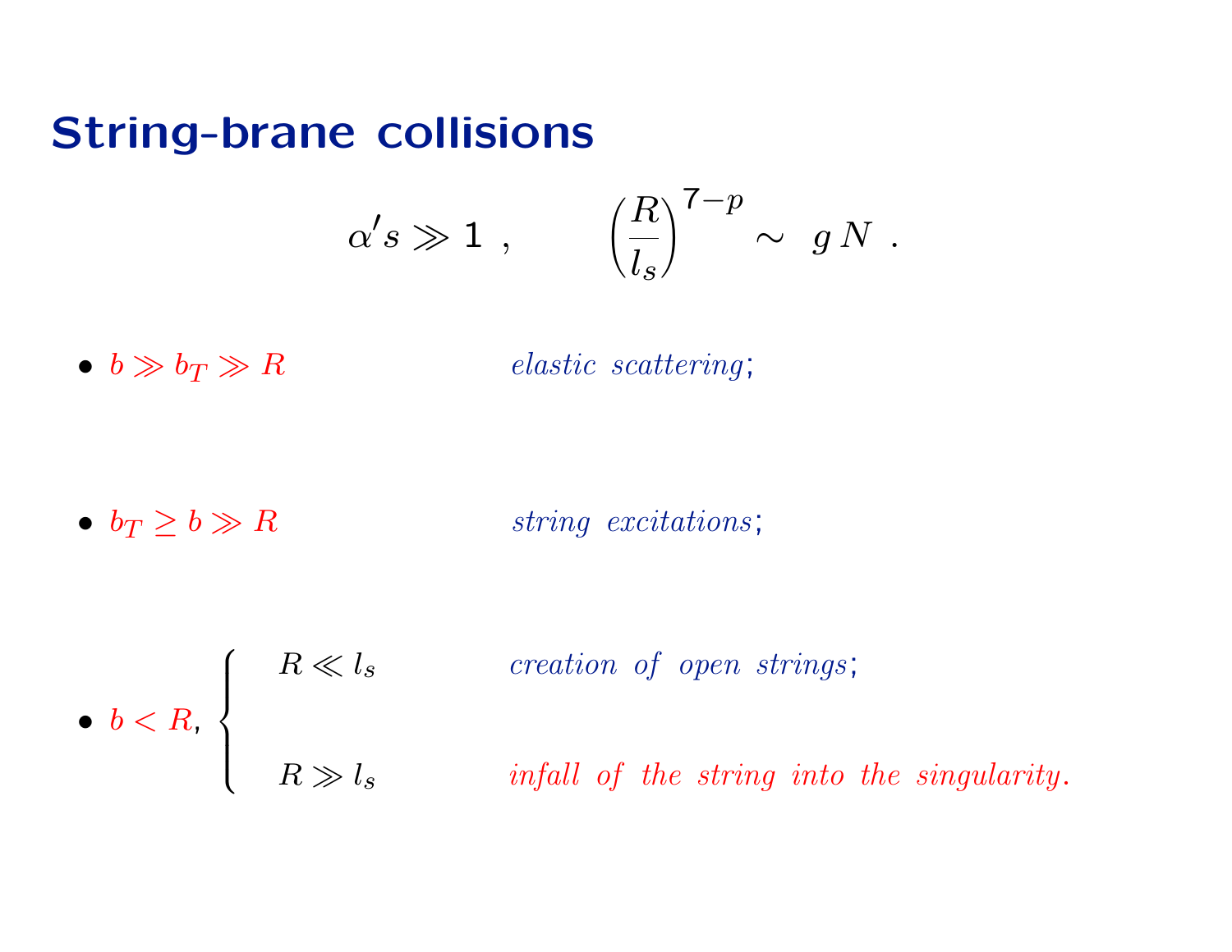# String-brane collisions

$$\alpha' s \gg 1 \ , \qquad \left(\frac{R}{l_s}\right)^{7-p} \sim \ g\,N \ .$$

- $b \gg b_T \gg R$ — *elastic scattering*;

- $b_T \geq b \gg R$ — *string excitations*;

- $b < R$,
  - $R \ll l_s$ — *creation of open strings*;
  - $R \gg l_s$ — *infall of the string into the singularity.*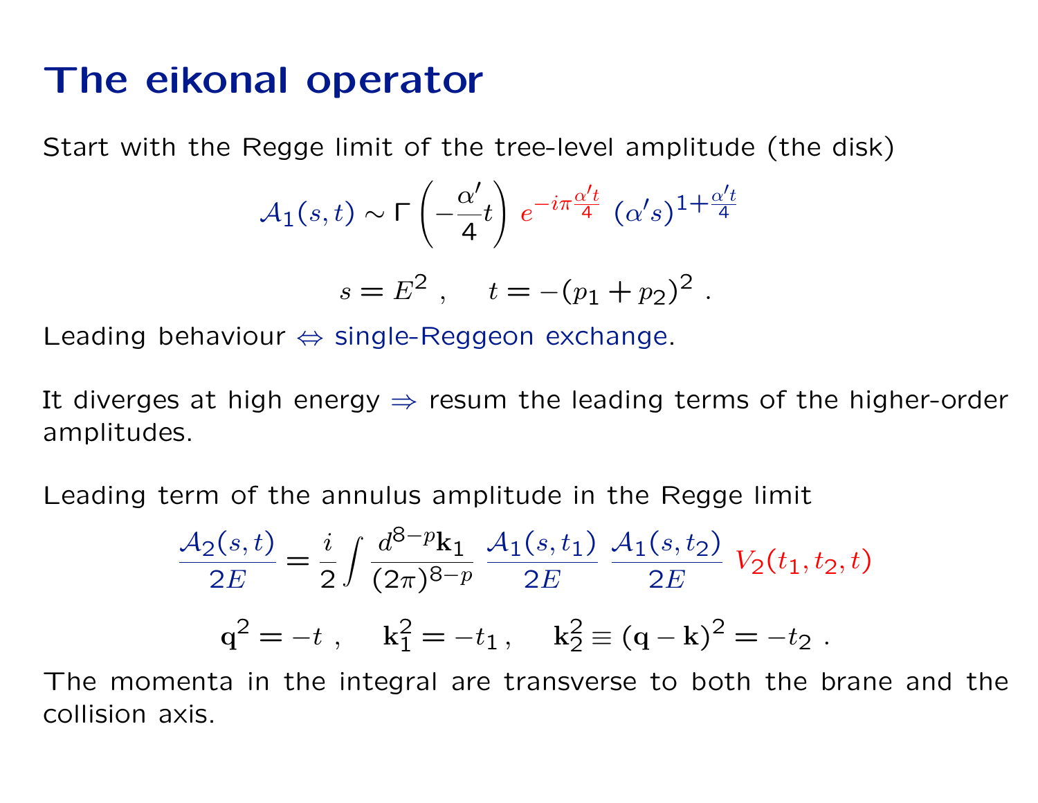# The eikonal operator

Start with the Regge limit of the tree-level amplitude (the disk)

$$\mathcal{A}_1(s,t) \sim \Gamma\left(-\frac{\alpha'}{4}t\right) e^{-i\pi\frac{\alpha' t}{4}} \; (\alpha' s)^{1+\frac{\alpha' t}{4}}$$

$$s = E^2 \; , \quad t = -(p_1 + p_2)^2 \; .$$

Leading behaviour $\Leftrightarrow$ single-Reggeon exchange.

It diverges at high energy $\Rightarrow$ resum the leading terms of the higher-order amplitudes.

Leading term of the annulus amplitude in the Regge limit

$$\frac{\mathcal{A}_2(s,t)}{2E} = \frac{i}{2}\int \frac{d^{8-p}\mathbf{k}_1}{(2\pi)^{8-p}} \; \frac{\mathcal{A}_1(s,t_1)}{2E} \; \frac{\mathcal{A}_1(s,t_2)}{2E} \; V_2(t_1,t_2,t)$$

$$\mathbf{q}^2 = -t \; , \quad \mathbf{k}_1^2 = -t_1 \, , \quad \mathbf{k}_2^2 \equiv (\mathbf{q}-\mathbf{k})^2 = -t_2 \; .$$

The momenta in the integral are transverse to both the brane and the collision axis.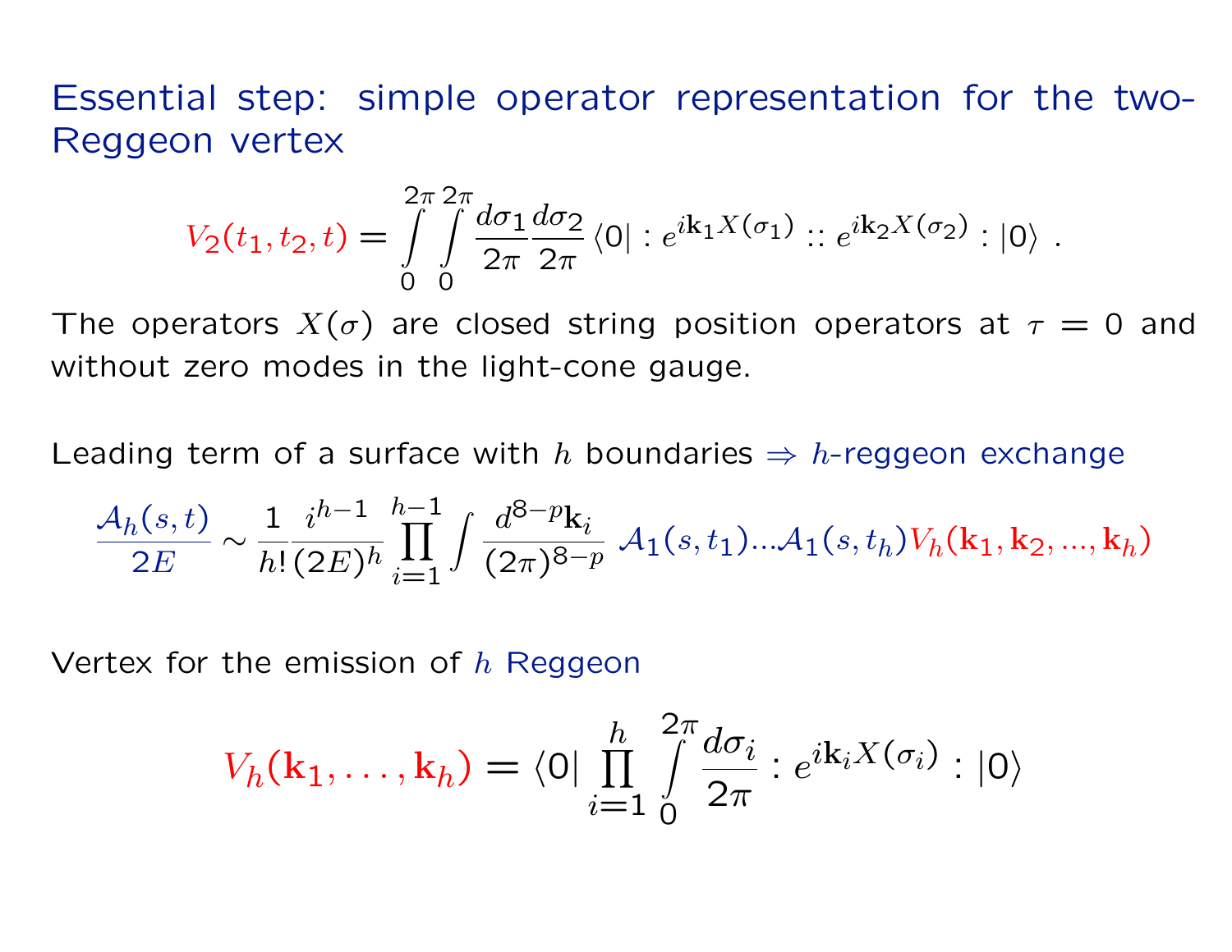Essential step: simple operator representation for the two-Reggeon vertex

$$V_2(t_1, t_2, t) = \int_0^{2\pi}\int_0^{2\pi} \frac{d\sigma_1}{2\pi}\frac{d\sigma_2}{2\pi} \langle 0| : e^{i\mathbf{k}_1 X(\sigma_1)} :: e^{i\mathbf{k}_2 X(\sigma_2)} : |0\rangle \ .$$

The operators $X(\sigma)$ are closed string position operators at $\tau = 0$ and without zero modes in the light-cone gauge.

Leading term of a surface with $h$ boundaries $\Rightarrow$ $h$-reggeon exchange

$$\frac{\mathcal{A}_h(s,t)}{2E} \sim \frac{1}{h!}\frac{i^{h-1}}{(2E)^h}\prod_{i=1}^{h-1}\int \frac{d^{8-p}\mathbf{k}_i}{(2\pi)^{8-p}} \ \mathcal{A}_1(s,t_1)...\mathcal{A}_1(s,t_h) V_h(\mathbf{k}_1, \mathbf{k}_2, ..., \mathbf{k}_h)$$

Vertex for the emission of $h$ Reggeon

$$V_h(\mathbf{k}_1, \ldots, \mathbf{k}_h) = \langle 0| \prod_{i=1}^{h} \int_0^{2\pi} \frac{d\sigma_i}{2\pi} : e^{i\mathbf{k}_i X(\sigma_i)} : |0\rangle$$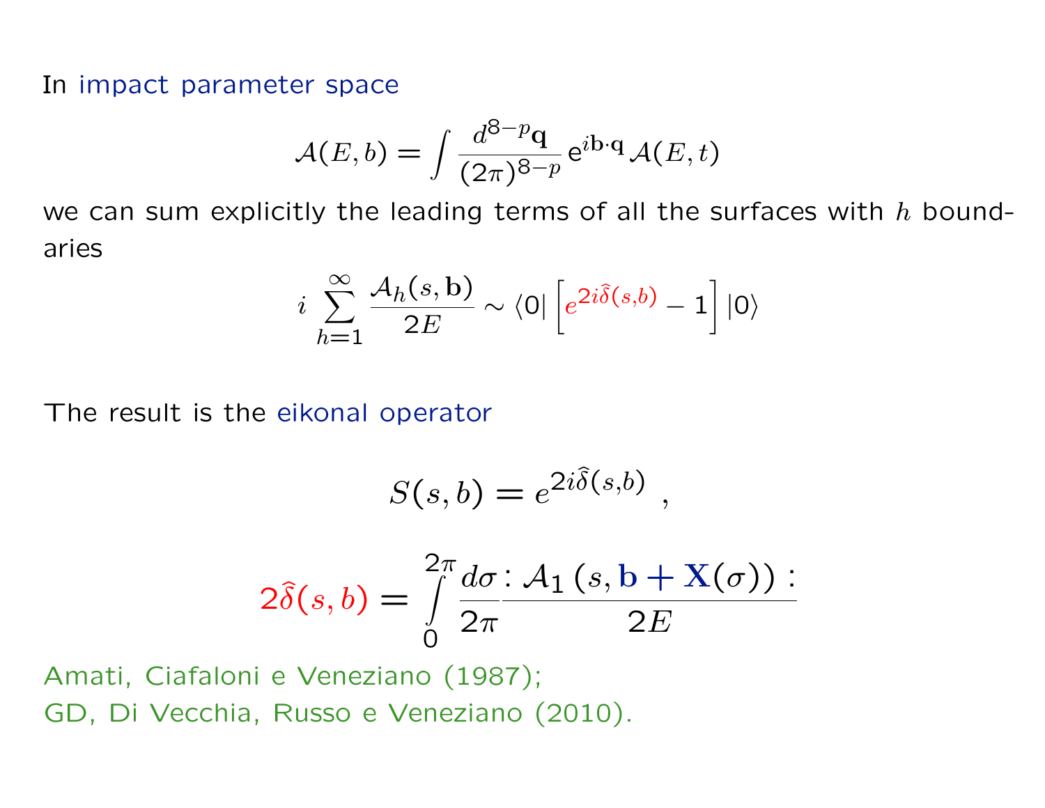In impact parameter space

$$\mathcal{A}(E,b) = \int \frac{d^{8-p}\mathbf{q}}{(2\pi)^{8-p}} \, \mathrm{e}^{i\mathbf{b}\cdot\mathbf{q}} \, \mathcal{A}(E,t)$$

we can sum explicitly the leading terms of all the surfaces with $h$ boundaries

$$i \sum_{h=1}^{\infty} \frac{\mathcal{A}_h(s,\mathbf{b})}{2E} \sim \langle 0 | \left[ e^{2i\hat{\delta}(s,b)} - 1 \right] | 0 \rangle$$

The result is the eikonal operator

$$S(s,b) = e^{2i\hat{\delta}(s,b)} \; ,$$

$$2\hat{\delta}(s,b) = \int_0^{2\pi} \frac{d\sigma}{2\pi} \frac{: \mathcal{A}_1\left(s, \mathbf{b} + \mathbf{X}(\sigma)\right) :}{2E}$$

Amati, Ciafaloni e Veneziano (1987);
GD, Di Vecchia, Russo e Veneziano (2010).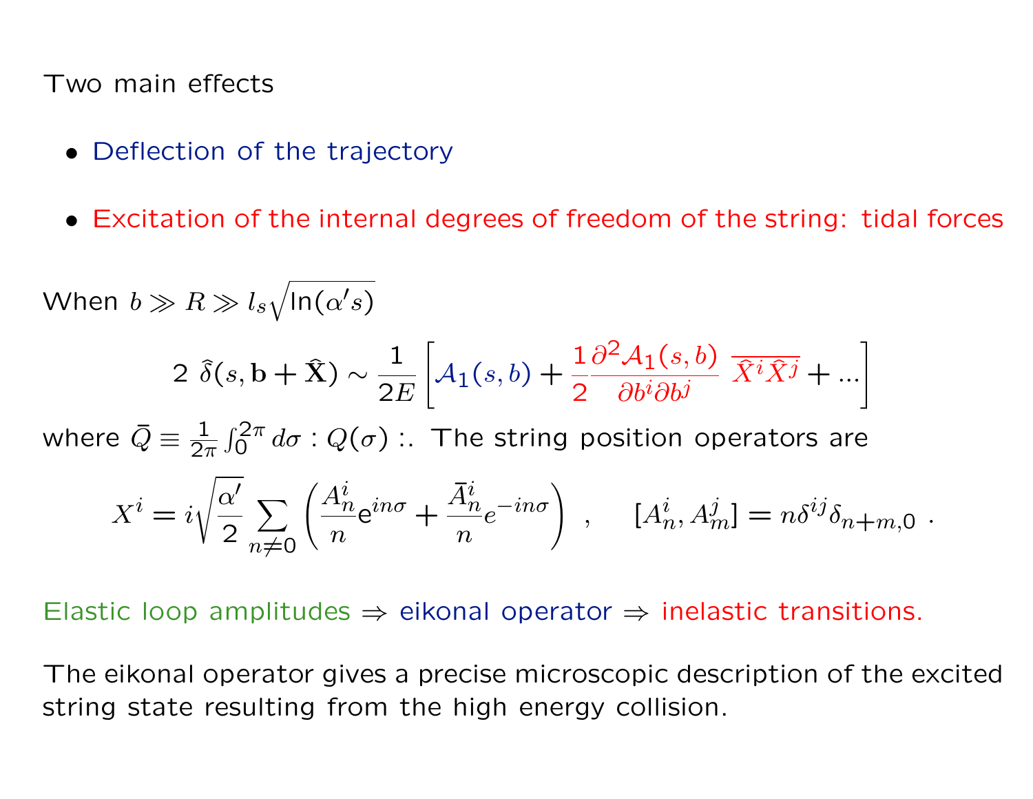Two main effects

- Deflection of the trajectory
- Excitation of the internal degrees of freedom of the string: tidal forces

When $b \gg R \gg l_s \sqrt{\ln(\alpha' s)}$

$$2\ \hat{\delta}(s, \mathbf{b} + \hat{\mathbf{X}}) \sim \frac{1}{2E}\left[\mathcal{A}_1(s,b) + \frac{1}{2}\frac{\partial^2 \mathcal{A}_1(s,b)}{\partial b^i \partial b^j}\ \overline{\hat{X}^i \hat{X}^j} + ...\right]$$

where $\bar{Q} \equiv \frac{1}{2\pi}\int_0^{2\pi} d\sigma : Q(\sigma) :$. The string position operators are

$$X^i = i\sqrt{\frac{\alpha'}{2}} \sum_{n \neq 0} \left( \frac{A_n^i}{n} \mathrm{e}^{in\sigma} + \frac{\bar{A}_n^i}{n} e^{-in\sigma} \right) \ , \quad [A_n^i, A_m^j] = n\delta^{ij}\delta_{n+m,0} \ .$$

Elastic loop amplitudes $\Rightarrow$ eikonal operator $\Rightarrow$ inelastic transitions.

The eikonal operator gives a precise microscopic description of the excited string state resulting from the high energy collision.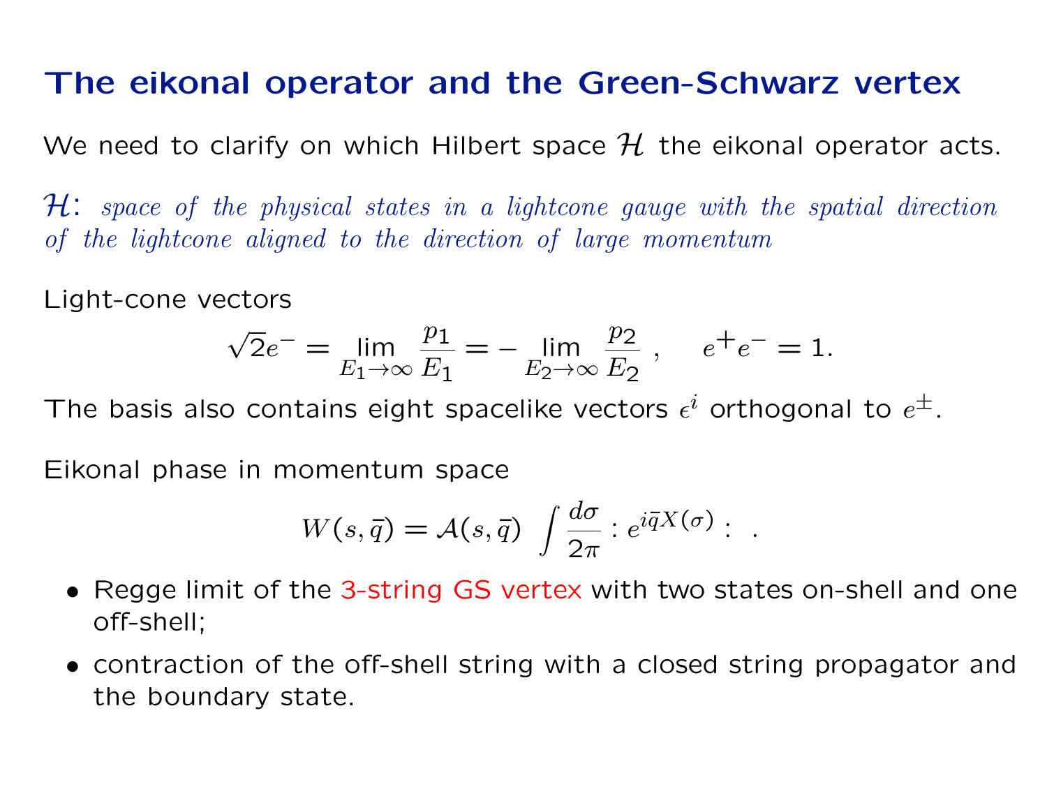# The eikonal operator and the Green-Schwarz vertex

We need to clarify on which Hilbert space $\mathcal{H}$ the eikonal operator acts.

$\mathcal{H}$: *space of the physical states in a lightcone gauge with the spatial direction of the lightcone aligned to the direction of large momentum*

Light-cone vectors

$$\sqrt{2}e^- = \lim_{E_1 \to \infty} \frac{p_1}{E_1} = - \lim_{E_2 \to \infty} \frac{p_2}{E_2} \ , \quad e^+ e^- = 1.$$

The basis also contains eight spacelike vectors $\epsilon^i$ orthogonal to $e^\pm$.

Eikonal phase in momentum space

$$W(s, \bar{q}) = \mathcal{A}(s, \bar{q}) \int \frac{d\sigma}{2\pi} : e^{i\bar{q}X(\sigma)} : \ .$$

- Regge limit of the 3-string GS vertex with two states on-shell and one off-shell;
- contraction of the off-shell string with a closed string propagator and the boundary state.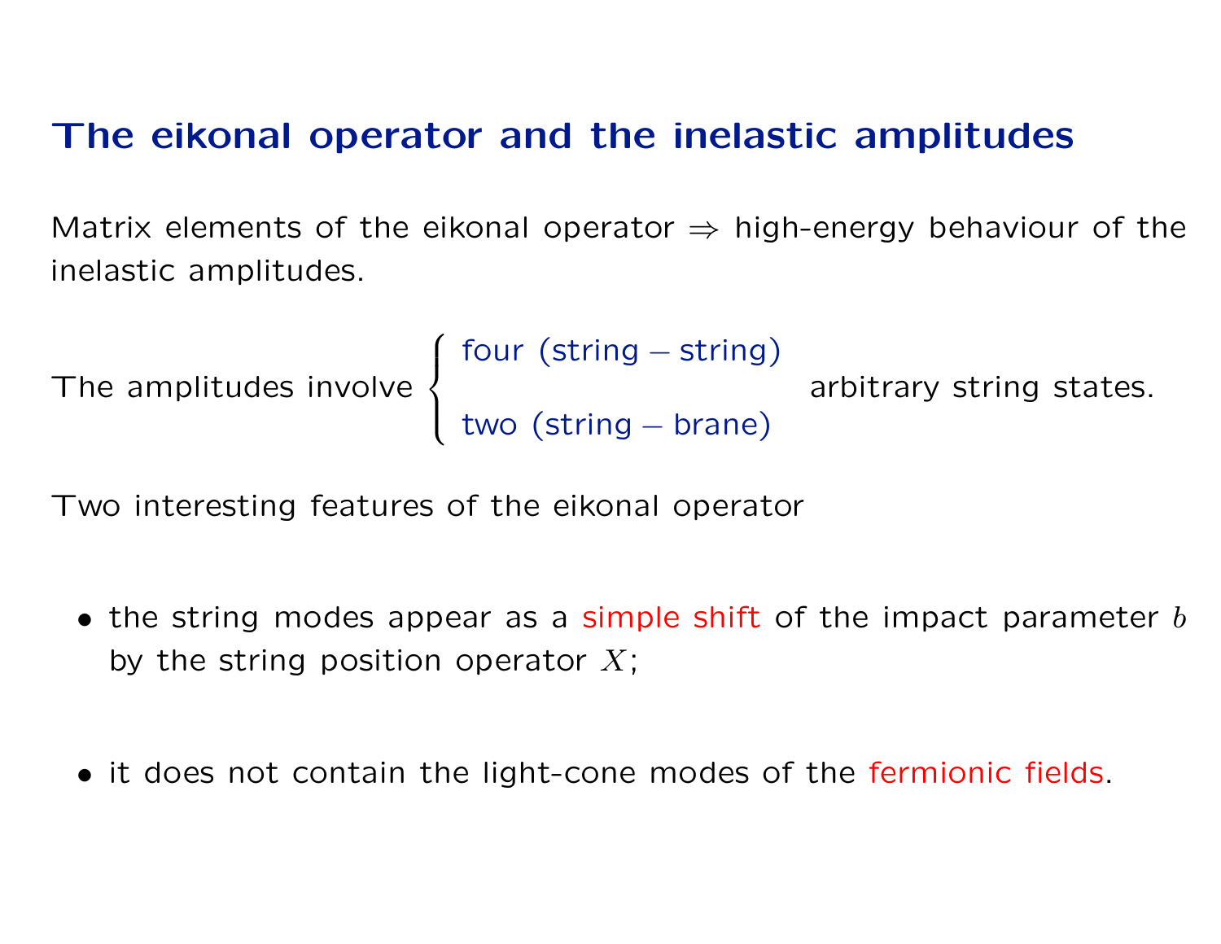# The eikonal operator and the inelastic amplitudes

Matrix elements of the eikonal operator $\Rightarrow$ high-energy behaviour of the inelastic amplitudes.

The amplitudes involve $\left\{ \begin{array}{l} \text{four (string} - \text{string)} \\ \\ \text{two (string} - \text{brane)} \end{array} \right.$ arbitrary string states.

Two interesting features of the eikonal operator

- the string modes appear as a simple shift of the impact parameter $b$ by the string position operator $X$;

- it does not contain the light-cone modes of the fermionic fields.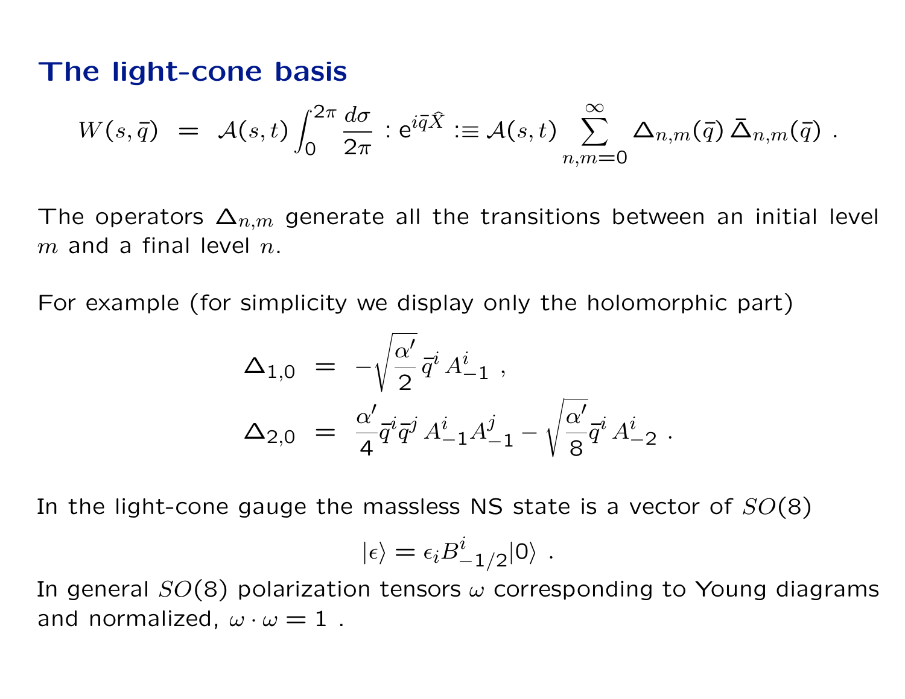## The light-cone basis

$$W(s,\bar{q}) \;=\; \mathcal{A}(s,t)\int_0^{2\pi}\frac{d\sigma}{2\pi}\,:\mathrm{e}^{i\bar{q}\hat{X}}:\equiv \mathcal{A}(s,t)\sum_{n,m=0}^{\infty}\Delta_{n,m}(\bar{q})\,\bar{\Delta}_{n,m}(\bar{q})\ .$$

The operators $\Delta_{n,m}$ generate all the transitions between an initial level $m$ and a final level $n$.

For example (for simplicity we display only the holomorphic part)

$$\Delta_{1,0} \;=\; -\sqrt{\frac{\alpha'}{2}}\,\bar{q}^i\,A^i_{-1}\ ,$$

$$\Delta_{2,0} \;=\; \frac{\alpha'}{4}\bar{q}^i\bar{q}^j\,A^i_{-1}A^j_{-1}-\sqrt{\frac{\alpha'}{8}}\bar{q}^i\,A^i_{-2}\ .$$

In the light-cone gauge the massless NS state is a vector of $SO(8)$

$$|\epsilon\rangle=\epsilon_i B^i_{-1/2}|0\rangle\ .$$

In general $SO(8)$ polarization tensors $\omega$ corresponding to Young diagrams and normalized, $\omega\cdot\omega=1$ .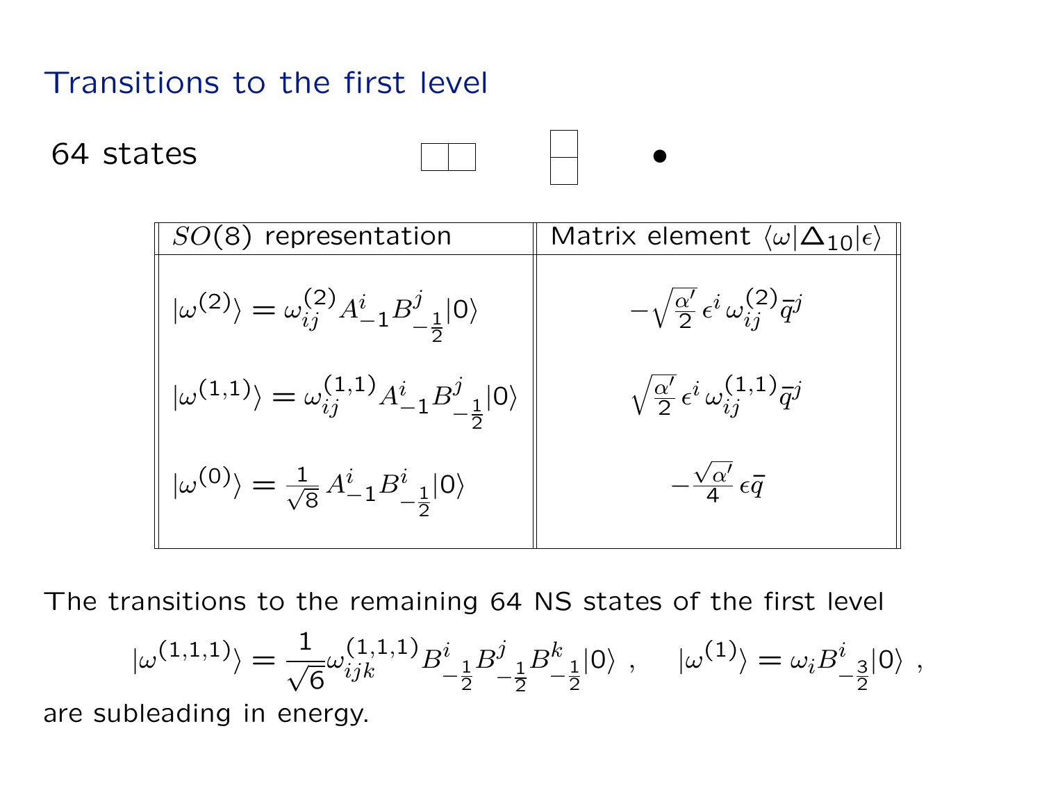# Transitions to the first level

64 states $\quad \square\square \quad \begin{smallmatrix}\square\\\square\end{smallmatrix} \quad \bullet$

| $SO(8)$ representation | Matrix element $\langle\omega\vert\Delta_{10}\vert\epsilon\rangle$ |
|---|---|
| $\vert\omega^{(2)}\rangle = \omega^{(2)}_{ij} A^i_{-1} B^j_{-\frac{1}{2}}\vert 0\rangle$ | $-\sqrt{\frac{\alpha'}{2}}\,\epsilon^i\,\omega^{(2)}_{ij}\bar{q}^j$ |
| $\vert\omega^{(1,1)}\rangle = \omega^{(1,1)}_{ij} A^i_{-1} B^j_{-\frac{1}{2}}\vert 0\rangle$ | $\sqrt{\frac{\alpha'}{2}}\,\epsilon^i\,\omega^{(1,1)}_{ij}\bar{q}^j$ |
| $\vert\omega^{(0)}\rangle = \frac{1}{\sqrt{8}}\, A^i_{-1} B^i_{-\frac{1}{2}}\vert 0\rangle$ | $-\frac{\sqrt{\alpha'}}{4}\,\epsilon\bar{q}$ |

The transitions to the remaining 64 NS states of the first level

$$|\omega^{(1,1,1)}\rangle = \frac{1}{\sqrt{6}}\omega^{(1,1,1)}_{ijk} B^i_{-\frac{1}{2}} B^j_{-\frac{1}{2}} B^k_{-\frac{1}{2}}|0\rangle \ , \qquad |\omega^{(1)}\rangle = \omega_i B^i_{-\frac{3}{2}}|0\rangle \ ,$$

are subleading in energy.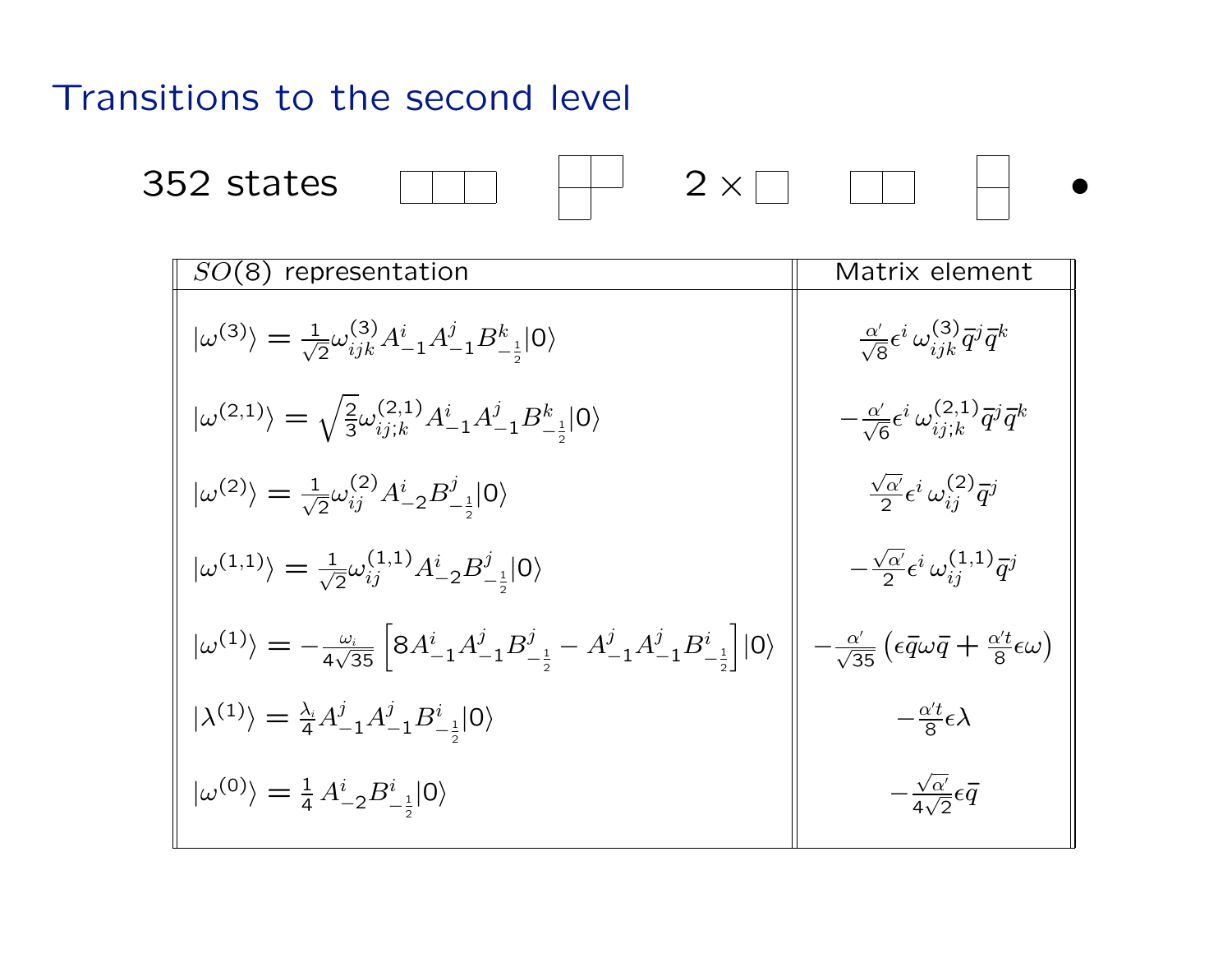# Transitions to the second level

352 states $\quad \yng(3) \quad \yng(2,1) \quad 2\times\yng(1) \quad \yng(2) \quad \yng(1,1) \quad \bullet$

| $SO(8)$ representation | Matrix element |
|---|---|
| $\lvert\omega^{(3)}\rangle = \frac{1}{\sqrt{2}}\omega^{(3)}_{ijk} A^i_{-1} A^j_{-1} B^k_{-\frac{1}{2}} \lvert 0\rangle$ | $\frac{\alpha'}{\sqrt{8}}\epsilon^i\,\omega^{(3)}_{ijk}\bar{q}^j\bar{q}^k$ |
| $\lvert\omega^{(2,1)}\rangle = \sqrt{\frac{2}{3}}\omega^{(2,1)}_{ij;k} A^i_{-1} A^j_{-1} B^k_{-\frac{1}{2}} \lvert 0\rangle$ | $-\frac{\alpha'}{\sqrt{6}}\epsilon^i\,\omega^{(2,1)}_{ij;k}\bar{q}^j\bar{q}^k$ |
| $\lvert\omega^{(2)}\rangle = \frac{1}{\sqrt{2}}\omega^{(2)}_{ij} A^i_{-2} B^j_{-\frac{1}{2}} \lvert 0\rangle$ | $\frac{\sqrt{\alpha'}}{2}\epsilon^i\,\omega^{(2)}_{ij}\bar{q}^j$ |
| $\lvert\omega^{(1,1)}\rangle = \frac{1}{\sqrt{2}}\omega^{(1,1)}_{ij} A^i_{-2} B^j_{-\frac{1}{2}} \lvert 0\rangle$ | $-\frac{\sqrt{\alpha'}}{2}\epsilon^i\,\omega^{(1,1)}_{ij}\bar{q}^j$ |
| $\lvert\omega^{(1)}\rangle = -\frac{\omega_i}{4\sqrt{35}}\left[8A^i_{-1}A^j_{-1}B^j_{-\frac{1}{2}} - A^j_{-1}A^j_{-1}B^i_{-\frac{1}{2}}\right]\lvert 0\rangle$ | $-\frac{\alpha'}{\sqrt{35}}\left(\epsilon\bar{q}\omega\bar{q} + \frac{\alpha' t}{8}\epsilon\omega\right)$ |
| $\lvert\lambda^{(1)}\rangle = \frac{\lambda_i}{4} A^j_{-1} A^j_{-1} B^i_{-\frac{1}{2}} \lvert 0\rangle$ | $-\frac{\alpha' t}{8}\epsilon\lambda$ |
| $\lvert\omega^{(0)}\rangle = \frac{1}{4}\,A^i_{-2} B^i_{-\frac{1}{2}} \lvert 0\rangle$ | $-\frac{\sqrt{\alpha'}}{4\sqrt{2}}\epsilon\bar{q}$ |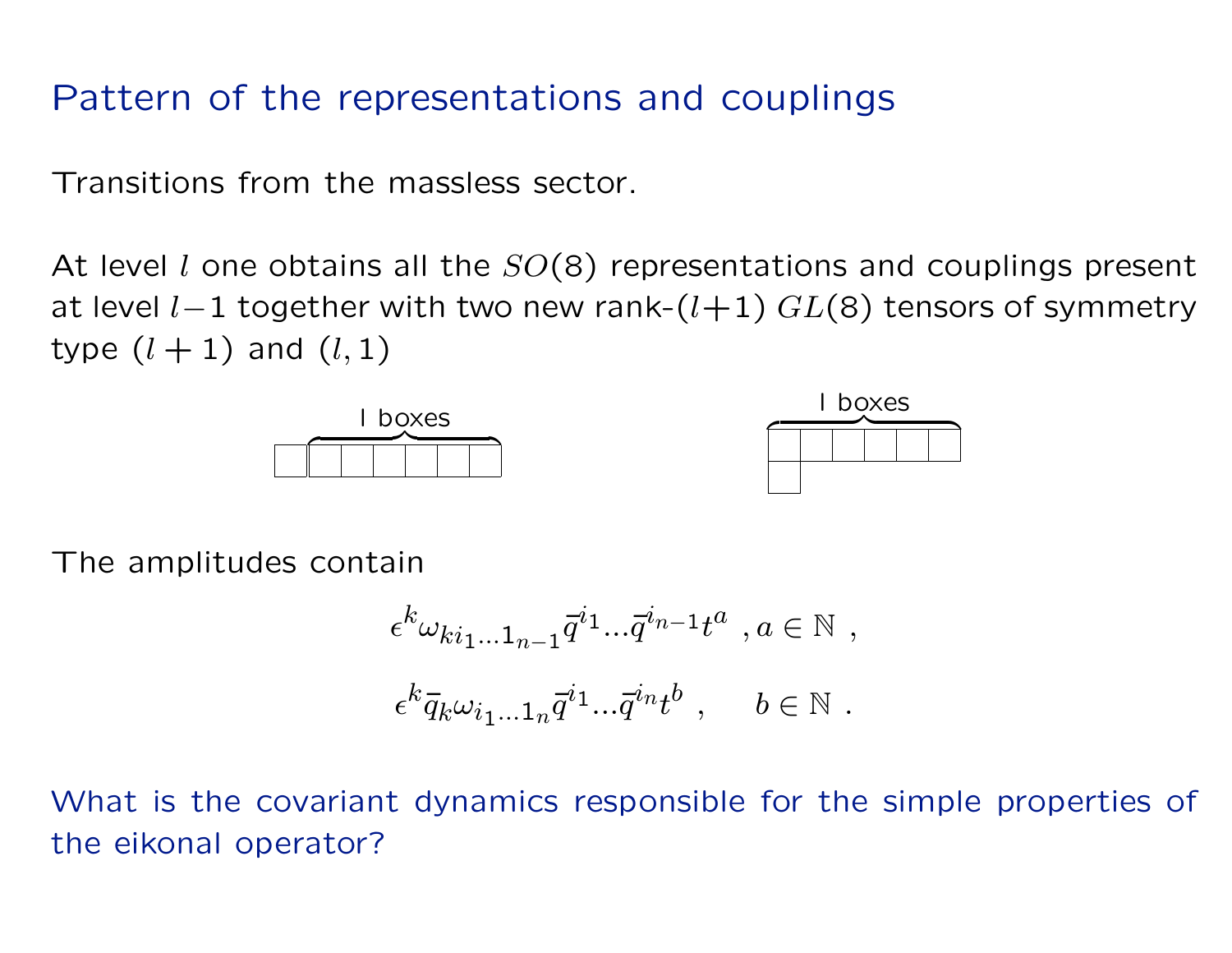# Pattern of the representations and couplings

Transitions from the massless sector.

At level $l$ one obtains all the $SO(8)$ representations and couplings present at level $l-1$ together with two new rank-$(l+1)$ $GL(8)$ tensors of symmetry type $(l+1)$ and $(l,1)$

l boxes          l boxes

The amplitudes contain

$$\epsilon^{k}\omega_{ki_1\ldots 1_{n-1}}\bar{q}^{i_1}\ldots\bar{q}^{i_{n-1}}t^{a} \ , a \in \mathbb{N} \ ,$$

$$\epsilon^{k}\bar{q}_{k}\omega_{i_1\ldots 1_{n}}\bar{q}^{i_1}\ldots\bar{q}^{i_{n}}t^{b} \ , \qquad b \in \mathbb{N} \ .$$

What is the covariant dynamics responsible for the simple properties of the eikonal operator?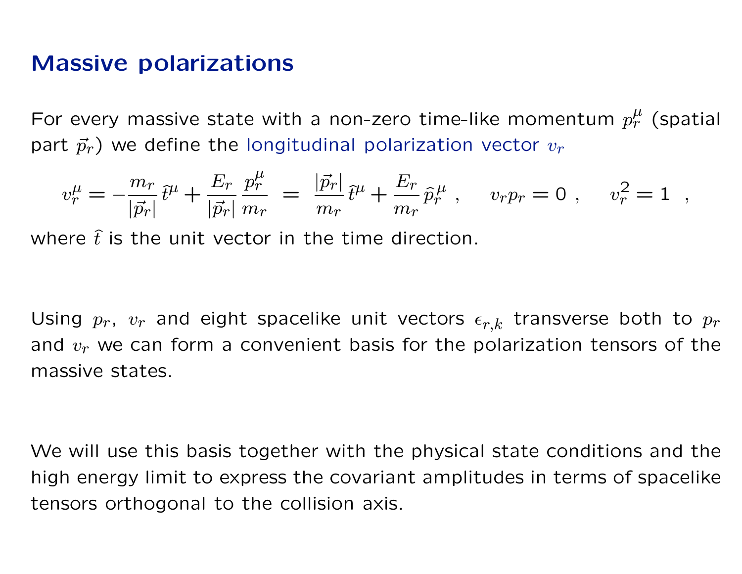## Massive polarizations

For every massive state with a non-zero time-like momentum $p_r^\mu$ (spatial part $\vec{p}_r$) we define the longitudinal polarization vector $v_r$

$$v_r^\mu = -\frac{m_r}{|\vec{p}_r|}\hat{t}^\mu + \frac{E_r}{|\vec{p}_r|}\frac{p_r^\mu}{m_r} \;=\; \frac{|\vec{p}_r|}{m_r}\hat{t}^\mu + \frac{E_r}{m_r}\hat{p}_r^{\,\mu} \;, \quad v_r p_r = 0 \;, \quad v_r^2 = 1 \;\;,$$

where $\hat{t}$ is the unit vector in the time direction.

Using $p_r$, $v_r$ and eight spacelike unit vectors $\epsilon_{r,k}$ transverse both to $p_r$ and $v_r$ we can form a convenient basis for the polarization tensors of the massive states.

We will use this basis together with the physical state conditions and the high energy limit to express the covariant amplitudes in terms of spacelike tensors orthogonal to the collision axis.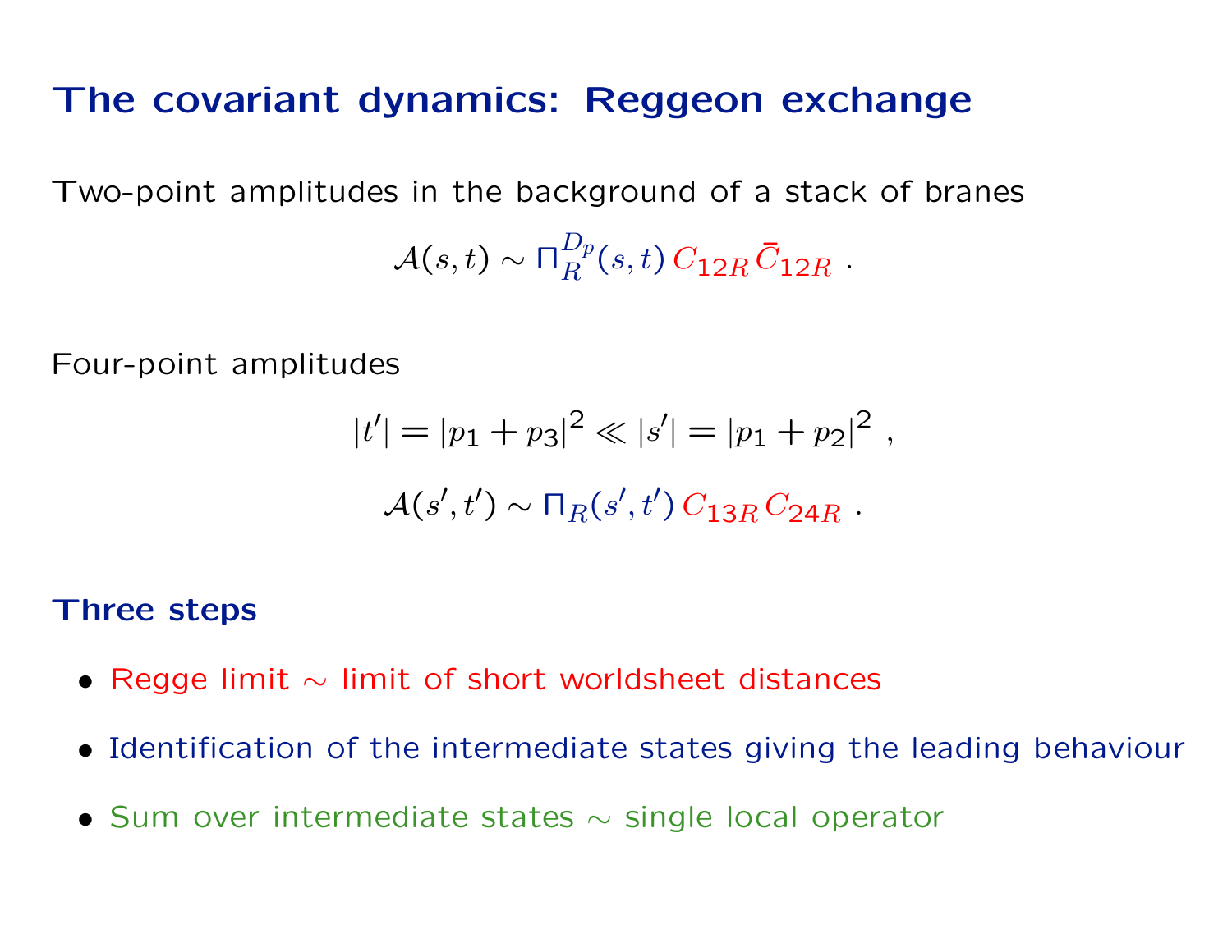# The covariant dynamics: Reggeon exchange

Two-point amplitudes in the background of a stack of branes

$$\mathcal{A}(s,t) \sim \Pi_R^{D_p}(s,t)\, C_{12R}\, \bar{C}_{12R} \ .$$

Four-point amplitudes

$$|t'| = |p_1 + p_3|^2 \ll |s'| = |p_1 + p_2|^2 \ ,$$

$$\mathcal{A}(s',t') \sim \Pi_R(s',t')\, C_{13R}\, C_{24R} \ .$$

## Three steps

- Regge limit $\sim$ limit of short worldsheet distances
- Identification of the intermediate states giving the leading behaviour
- Sum over intermediate states $\sim$ single local operator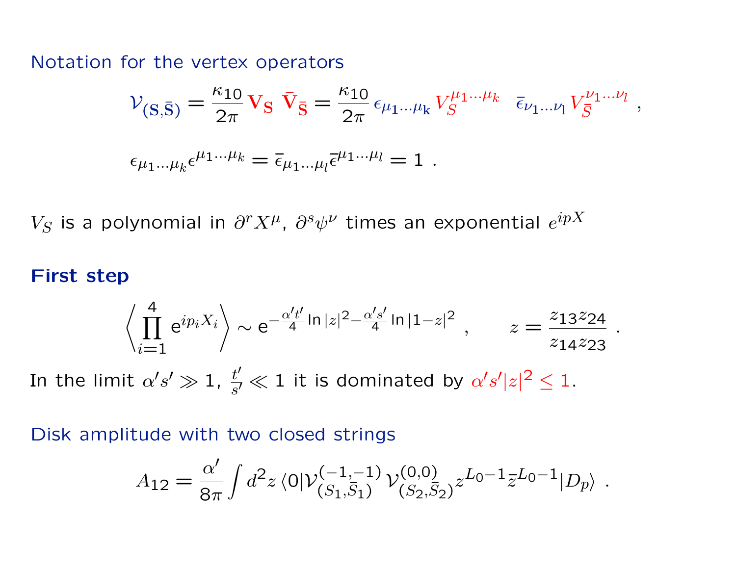Notation for the vertex operators

$$\mathcal{V}_{(\mathbf{S},\bar{\mathbf{S}})} = \frac{\kappa_{10}}{2\pi}\,\mathbf{V_S}\;\bar{\mathbf{V}}_{\bar{\mathbf{S}}} = \frac{\kappa_{10}}{2\pi}\,\epsilon_{\mu_1\ldots\mu_k}\,V_S^{\mu_1\ldots\mu_k}\quad \bar{\epsilon}_{\nu_1\ldots\nu_l}\,V_{\bar{S}}^{\nu_1\ldots\nu_l}\ ,$$

$$\epsilon_{\mu_1\ldots\mu_k}\epsilon^{\mu_1\ldots\mu_k} = \bar{\epsilon}_{\mu_1\ldots\mu_l}\bar{\epsilon}^{\mu_1\ldots\mu_l} = 1\ .$$

$V_S$ is a polynomial in $\partial^r X^\mu$, $\partial^s \psi^\nu$ times an exponential $e^{ipX}$

**First step**

$$\left\langle \prod_{i=1}^{4} \mathrm{e}^{ip_iX_i} \right\rangle \sim \mathrm{e}^{-\frac{\alpha' t'}{4}\ln|z|^2 - \frac{\alpha' s'}{4}\ln|1-z|^2}\ , \qquad z = \frac{z_{13}z_{24}}{z_{14}z_{23}}\ .$$

In the limit $\alpha' s' \gg 1$, $\frac{t'}{s'} \ll 1$ it is dominated by $\alpha' s' |z|^2 \leq 1$.

Disk amplitude with two closed strings

$$A_{12} = \frac{\alpha'}{8\pi}\int d^2z\, \langle 0|\mathcal{V}^{(-1,-1)}_{(S_1,\bar{S}_1)}\,\mathcal{V}^{(0,0)}_{(S_2,\bar{S}_2)} z^{L_0-1}\bar{z}^{L_0-1}|D_p\rangle\ .$$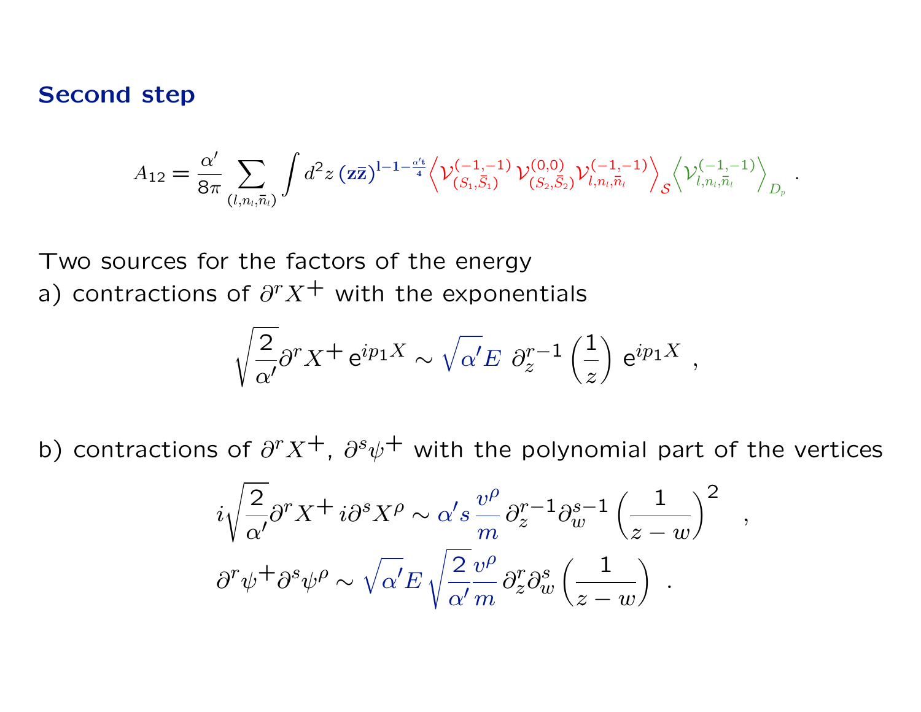## Second step

$$A_{12} = \frac{\alpha'}{8\pi} \sum_{(l,n_l,\bar{n}_l)} \int d^2 z \, (\mathbf{z\bar{z}})^{\mathbf{l-1-\frac{\alpha' t}{4}}} \left\langle \mathcal{V}^{(-1,-1)}_{(S_1,\bar{S}_1)} \, \mathcal{V}^{(0,0)}_{(S_2,\bar{S}_2)} \mathcal{V}^{(-1,-1)}_{l,n_l,\bar{n}_l} \right\rangle_{\mathcal{S}} \left\langle \mathcal{V}^{(-1,-1)}_{l,n_l,\bar{n}_l} \right\rangle_{D_p} .$$

Two sources for the factors of the energy

a) contractions of $\partial^r X^+$ with the exponentials

$$\sqrt{\frac{2}{\alpha'}} \partial^r X^+ \, \mathrm{e}^{ip_1 X} \sim \sqrt{\alpha'} E \;\, \partial_z^{r-1} \left(\frac{1}{z}\right) \, \mathrm{e}^{ip_1 X} \;,$$

b) contractions of $\partial^r X^+$, $\partial^s \psi^+$ with the polynomial part of the vertices

$$i\sqrt{\frac{2}{\alpha'}} \partial^r X^+ \, i\partial^s X^\rho \sim \alpha' s \, \frac{v^\rho}{m} \, \partial_z^{r-1} \partial_w^{s-1} \left(\frac{1}{z-w}\right)^2 \quad ,$$

$$\partial^r \psi^+ \partial^s \psi^\rho \sim \sqrt{\alpha'} E \sqrt{\frac{2}{\alpha'}} \frac{v^\rho}{m} \, \partial_z^r \partial_w^s \left(\frac{1}{z-w}\right) \; .$$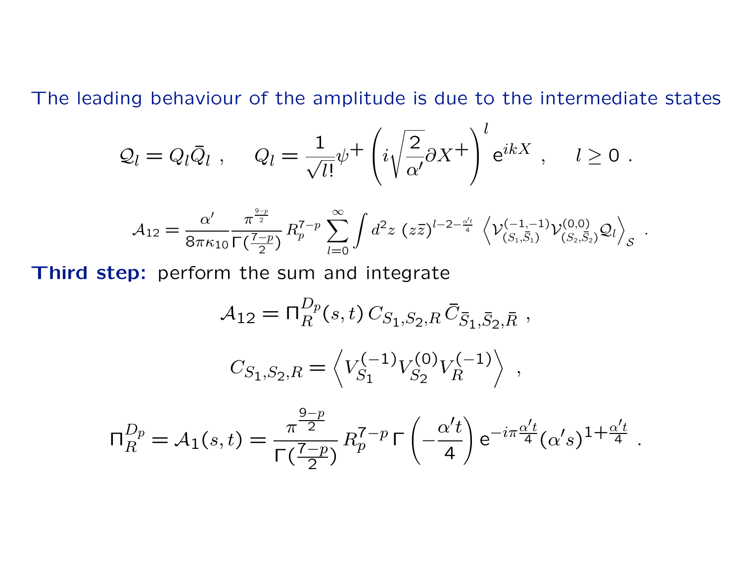The leading behaviour of the amplitude is due to the intermediate states

$$
\mathcal{Q}_l = Q_l \bar{Q}_l \ , \qquad Q_l = \frac{1}{\sqrt{l!}} \psi^+ \left( i\sqrt{\frac{2}{\alpha'}} \partial X^+ \right)^l \mathrm{e}^{ikX} \ , \qquad l \geq 0 \ .
$$

$$
\mathcal{A}_{12} = \frac{\alpha'}{8\pi\kappa_{10}} \frac{\pi^{\frac{9-p}{2}}}{\Gamma(\frac{7-p}{2})} R_p^{7-p} \sum_{l=0}^{\infty} \int d^2z \ (z\bar{z})^{l-2-\frac{\alpha' t}{4}} \ \left\langle \mathcal{V}^{(-1,-1)}_{(S_1,\bar{S}_1)} \mathcal{V}^{(0,0)}_{(S_2,\bar{S}_2)} \mathcal{Q}_l \right\rangle_{\mathcal{S}} \ .
$$

**Third step:** perform the sum and integrate

$$
\mathcal{A}_{12} = \Pi_R^{D_p}(s,t) \, C_{S_1,S_2,R} \, \bar{C}_{\bar{S}_1,\bar{S}_2,\bar{R}} \ ,
$$

$$
C_{S_1,S_2,R} = \left\langle V_{S_1}^{(-1)} V_{S_2}^{(0)} V_R^{(-1)} \right\rangle \ ,
$$

$$
\Pi_R^{D_p} = \mathcal{A}_1(s,t) = \frac{\pi^{\frac{9-p}{2}}}{\Gamma(\frac{7-p}{2})} R_p^{7-p} \, \Gamma\left(-\frac{\alpha' t}{4}\right) \mathrm{e}^{-i\pi\frac{\alpha' t}{4}} (\alpha' s)^{1+\frac{\alpha' t}{4}} \ .
$$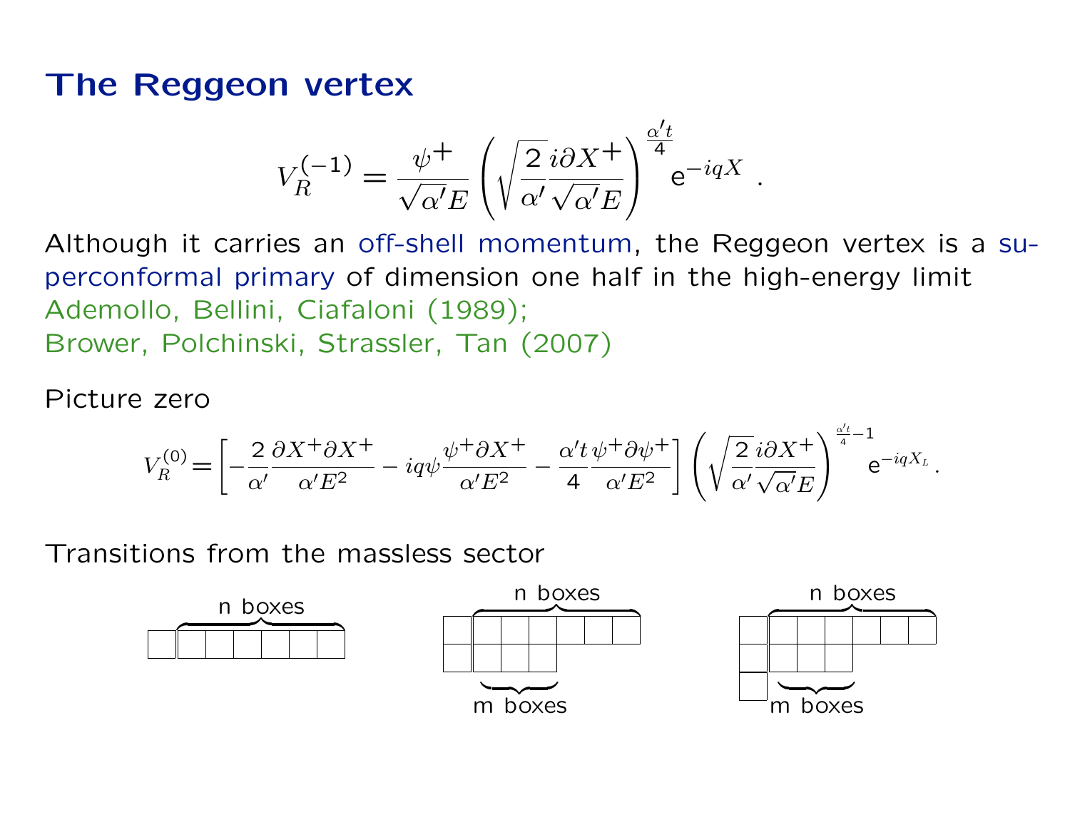# The Reggeon vertex

$$V_R^{(-1)} = \frac{\psi^+}{\sqrt{\alpha'}E}\left(\sqrt{\frac{2}{\alpha'}}\frac{i\partial X^+}{\sqrt{\alpha'}E}\right)^{\frac{\alpha' t}{4}} \mathrm{e}^{-iqX} \ .$$

Although it carries an off-shell momentum, the Reggeon vertex is a superconformal primary of dimension one half in the high-energy limit
Ademollo, Bellini, Ciafaloni (1989);
Brower, Polchinski, Strassler, Tan (2007)

Picture zero

$$V_R^{(0)} = \left[-\frac{2}{\alpha'}\frac{\partial X^+ \partial X^+}{\alpha' E^2} - iq\psi\frac{\psi^+\partial X^+}{\alpha' E^2} - \frac{\alpha' t}{4}\frac{\psi^+\partial\psi^+}{\alpha' E^2}\right]\left(\sqrt{\frac{2}{\alpha'}}\frac{i\partial X^+}{\sqrt{\alpha'}E}\right)^{\frac{\alpha' t}{4}-1} \mathrm{e}^{-iqX_L} .$$

Transitions from the massless sector

(Young diagrams: a single row of 1 + n boxes; a diagram with a first row of 1 + n boxes and a second row of 1 + m boxes; a diagram with a first row of 1 + n boxes, a second row of 1 + m boxes, and a third row of 1 box.)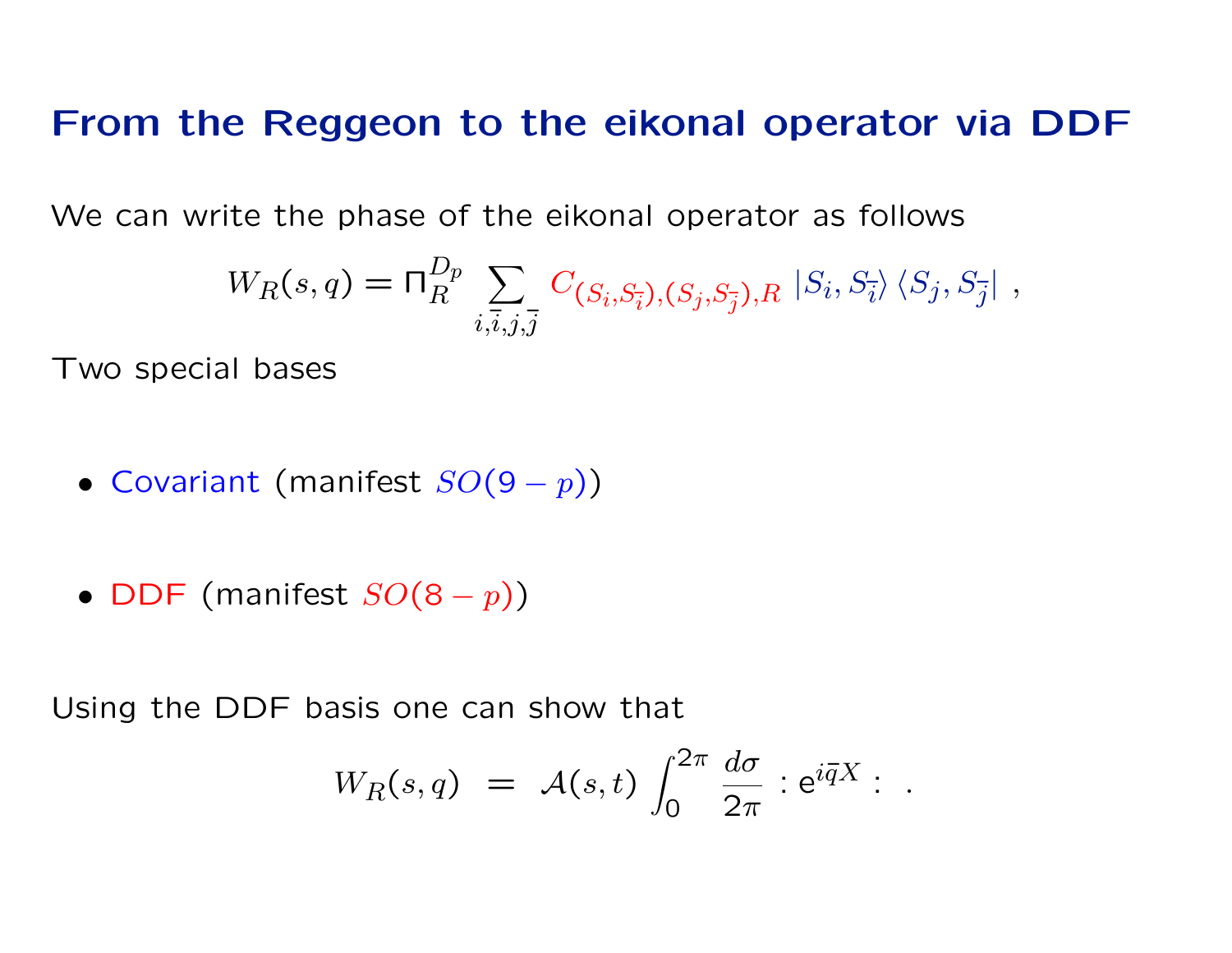# From the Reggeon to the eikonal operator via DDF

We can write the phase of the eikonal operator as follows

$$W_R(s,q) = \Pi_R^{D_p} \sum_{i,\bar{i},j,\bar{j}} C_{(S_i,S_{\bar{i}}),(S_j,S_{\bar{j}}),R} \, |S_i, S_{\bar{i}}\rangle \, \langle S_j, S_{\bar{j}}| \ ,$$

Two special bases

- Covariant (manifest $SO(9-p)$)
- DDF (manifest $SO(8-p)$)

Using the DDF basis one can show that

$$W_R(s,q) \;=\; \mathcal{A}(s,t) \int_0^{2\pi} \frac{d\sigma}{2\pi} :\mathrm{e}^{i\bar{q}X}: \ .$$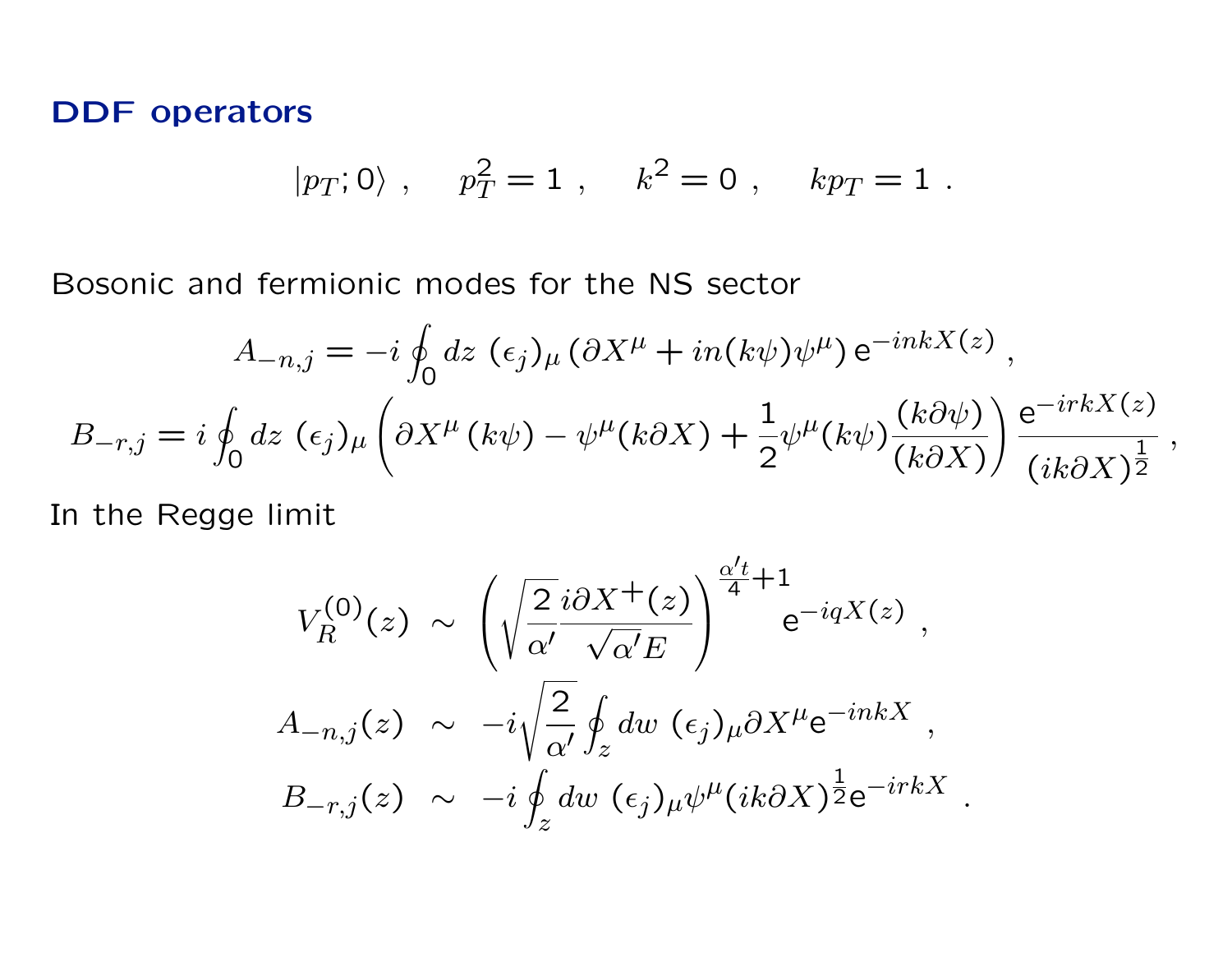## DDF operators

$$|p_T;0\rangle\ ,\quad p_T^2=1\ ,\quad k^2=0\ ,\quad kp_T=1\ .$$

Bosonic and fermionic modes for the NS sector

$$A_{-n,j}=-i\oint_0 dz\ (\epsilon_j)_\mu\left(\partial X^\mu+in(k\psi)\psi^\mu\right)\mathrm{e}^{-inkX(z)}\ ,$$

$$B_{-r,j}=i\oint_0 dz\ (\epsilon_j)_\mu\left(\partial X^\mu(k\psi)-\psi^\mu(k\partial X)+\frac{1}{2}\psi^\mu(k\psi)\frac{(k\partial\psi)}{(k\partial X)}\right)\frac{\mathrm{e}^{-irkX(z)}}{(ik\partial X)^{\frac{1}{2}}}\ ,$$

In the Regge limit

$$V_R^{(0)}(z)\ \sim\ \left(\sqrt{\frac{2}{\alpha'}}\frac{i\partial X^+(z)}{\sqrt{\alpha'}E}\right)^{\frac{\alpha' t}{4}+1}\mathrm{e}^{-iqX(z)}\ ,$$

$$A_{-n,j}(z)\ \sim\ -i\sqrt{\frac{2}{\alpha'}}\oint_z dw\ (\epsilon_j)_\mu\partial X^\mu\mathrm{e}^{-inkX}\ ,$$

$$B_{-r,j}(z)\ \sim\ -i\oint_z dw\ (\epsilon_j)_\mu\psi^\mu(ik\partial X)^{\frac{1}{2}}\mathrm{e}^{-irkX}\ .$$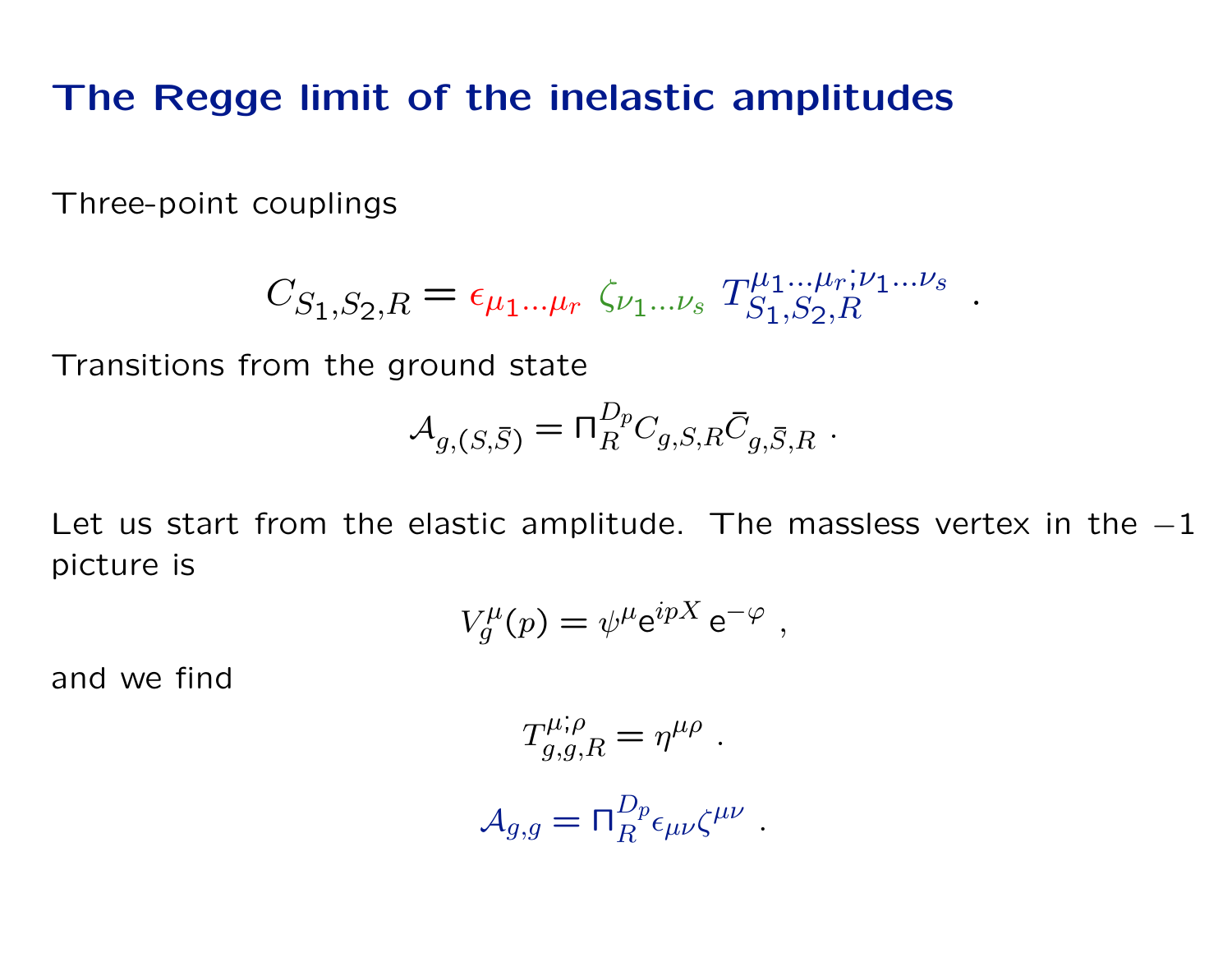# The Regge limit of the inelastic amplitudes

Three-point couplings

$$C_{S_1,S_2,R} = \epsilon_{\mu_1\ldots\mu_r}\ \zeta_{\nu_1\ldots\nu_s}\ T^{\mu_1\ldots\mu_r;\nu_1\ldots\nu_s}_{S_1,S_2,R} \quad .$$

Transitions from the ground state

$$\mathcal{A}_{g,(S,\bar{S})} = \Pi^{D_p}_{R} C_{g,S,R} \bar{C}_{g,\bar{S},R} \ .$$

Let us start from the elastic amplitude. The massless vertex in the $-1$ picture is

$$V^{\mu}_{g}(p) = \psi^{\mu} \mathrm{e}^{ipX}\, \mathrm{e}^{-\varphi} \ ,$$

and we find

$$T^{\mu;\rho}_{g,g,R} = \eta^{\mu\rho} \ .$$

$$\mathcal{A}_{g,g} = \Pi^{D_p}_{R} \epsilon_{\mu\nu} \zeta^{\mu\nu} \ .$$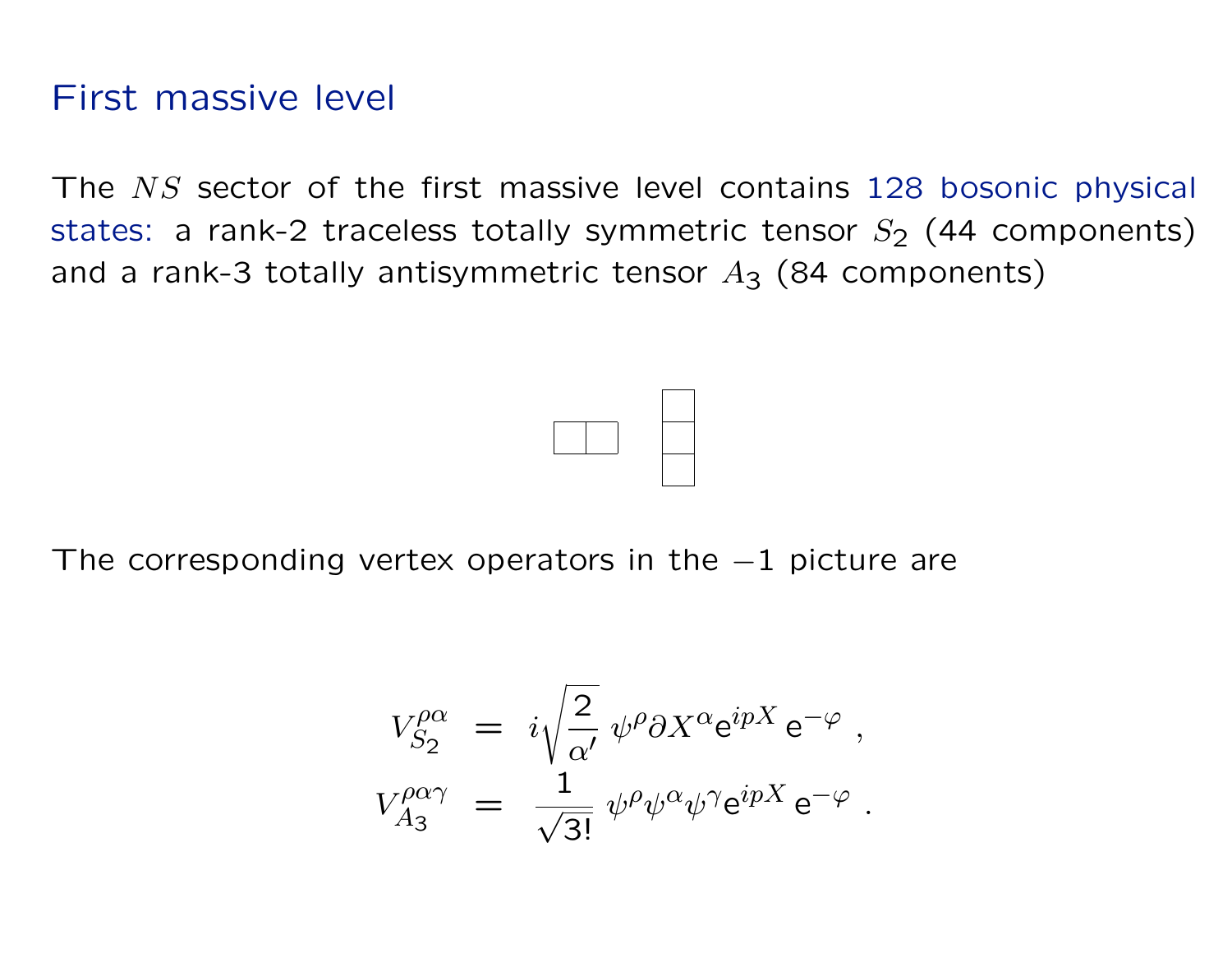# First massive level

The $NS$ sector of the first massive level contains 128 bosonic physical states: a rank-2 traceless totally symmetric tensor $S_2$ (44 components) and a rank-3 totally antisymmetric tensor $A_3$ (84 components)

$$\square\!\square \qquad \begin{array}{c}\square\\ \square\\ \square\end{array}$$

The corresponding vertex operators in the $-1$ picture are

$$
\begin{aligned}
V_{S_2}^{\rho\alpha} &= i\sqrt{\frac{2}{\alpha'}}\, \psi^\rho \partial X^\alpha \mathrm{e}^{ipX}\, \mathrm{e}^{-\varphi} \;, \\
V_{A_3}^{\rho\alpha\gamma} &= \frac{1}{\sqrt{3!}}\, \psi^\rho \psi^\alpha \psi^\gamma \mathrm{e}^{ipX}\, \mathrm{e}^{-\varphi} \;.
\end{aligned}
$$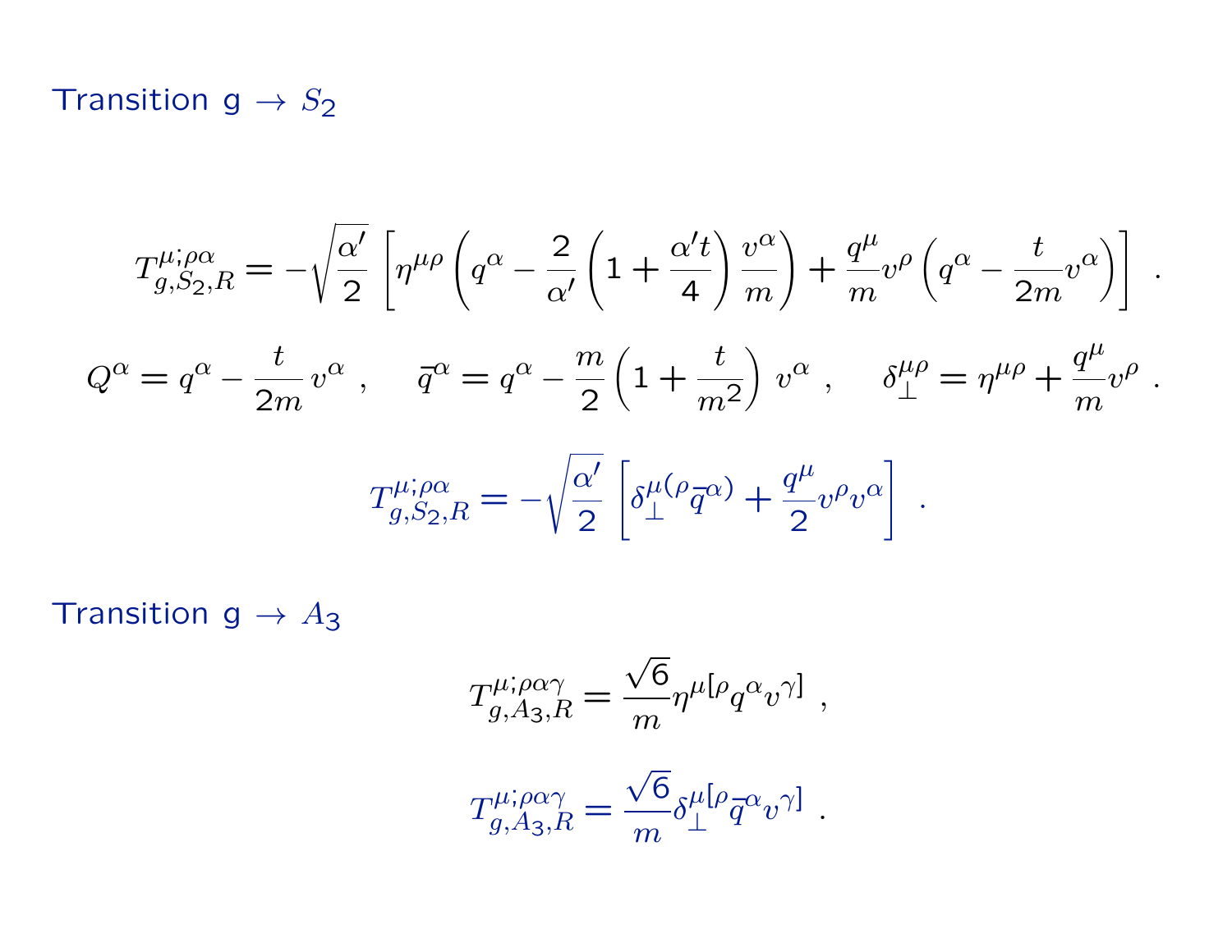Transition g $\to S_2$

$$T^{\mu;\rho\alpha}_{g,S_2,R} = -\sqrt{\frac{\alpha'}{2}}\left[\eta^{\mu\rho}\left(q^\alpha - \frac{2}{\alpha'}\left(1+\frac{\alpha' t}{4}\right)\frac{v^\alpha}{m}\right) + \frac{q^\mu}{m}v^\rho\left(q^\alpha - \frac{t}{2m}v^\alpha\right)\right] \ .$$

$$Q^\alpha = q^\alpha - \frac{t}{2m}\,v^\alpha \ , \qquad \bar{q}^\alpha = q^\alpha - \frac{m}{2}\left(1+\frac{t}{m^2}\right)v^\alpha \ , \qquad \delta^{\mu\rho}_\perp = \eta^{\mu\rho} + \frac{q^\mu}{m}v^\rho \ .$$

$$T^{\mu;\rho\alpha}_{g,S_2,R} = -\sqrt{\frac{\alpha'}{2}}\left[\delta^{\mu(\rho}_\perp\bar{q}^{\alpha)} + \frac{q^\mu}{2}v^\rho v^\alpha\right] \ .$$

Transition g $\to A_3$

$$T^{\mu;\rho\alpha\gamma}_{g,A_3,R} = \frac{\sqrt{6}}{m}\eta^{\mu[\rho}q^\alpha v^{\gamma]} \ ,$$

$$T^{\mu;\rho\alpha\gamma}_{g,A_3,R} = \frac{\sqrt{6}}{m}\delta^{\mu[\rho}_\perp\bar{q}^\alpha v^{\gamma]} \ .$$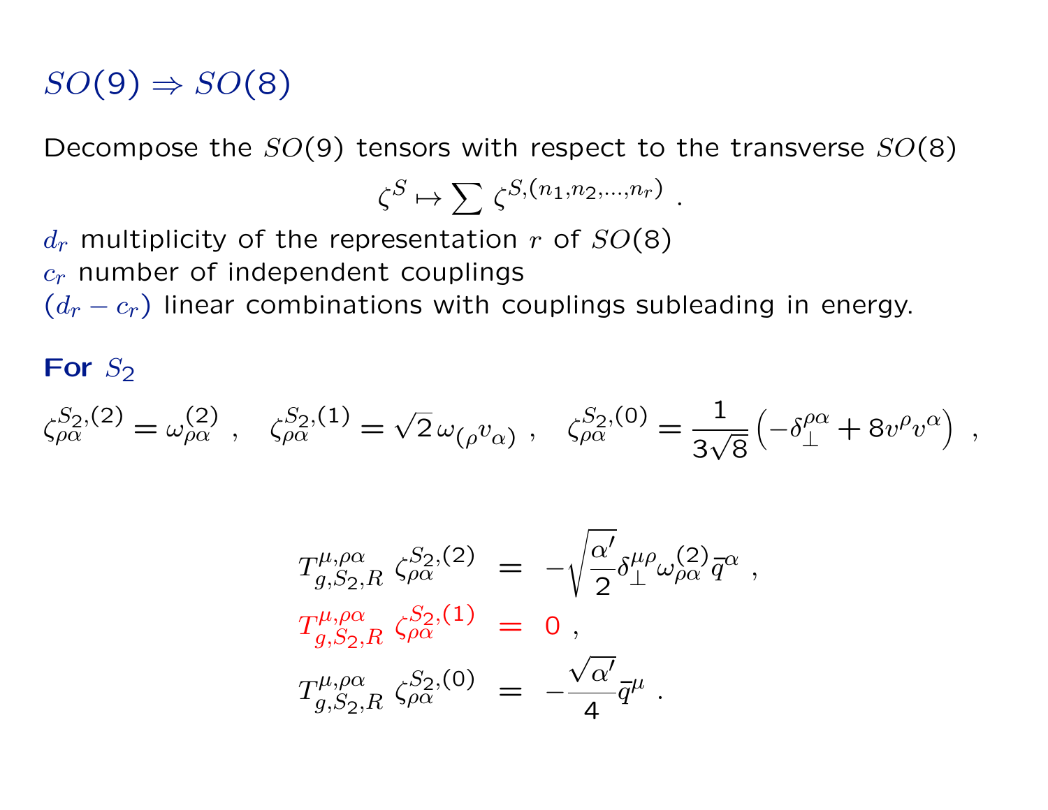## $SO(9) \Rightarrow SO(8)$

Decompose the $SO(9)$ tensors with respect to the transverse $SO(8)$

$$\zeta^S \mapsto \sum \zeta^{S,(n_1,n_2,\ldots,n_r)} \; .$$

$d_r$ multiplicity of the representation $r$ of $SO(8)$
$c_r$ number of independent couplings
$(d_r - c_r)$ linear combinations with couplings subleading in energy.

**For $S_2$**

$$\zeta^{S_2,(2)}_{\rho\alpha} = \omega^{(2)}_{\rho\alpha} \; , \quad \zeta^{S_2,(1)}_{\rho\alpha} = \sqrt{2}\, \omega_{(\rho} v_{\alpha)} \; , \quad \zeta^{S_2,(0)}_{\rho\alpha} = \frac{1}{3\sqrt{8}} \left( -\delta^{\rho\alpha}_{\perp} + 8 v^{\rho} v^{\alpha} \right) \; ,$$

$$\begin{aligned}
T^{\mu,\rho\alpha}_{g,S_2,R} \; \zeta^{S_2,(2)}_{\rho\alpha} &= -\sqrt{\frac{\alpha'}{2}} \delta^{\mu\rho}_{\perp} \omega^{(2)}_{\rho\alpha} \bar{q}^{\alpha} \; , \\
T^{\mu,\rho\alpha}_{g,S_2,R} \; \zeta^{S_2,(1)}_{\rho\alpha} &= 0 \; , \\
T^{\mu,\rho\alpha}_{g,S_2,R} \; \zeta^{S_2,(0)}_{\rho\alpha} &= -\frac{\sqrt{\alpha'}}{4} \bar{q}^{\mu} \; .
\end{aligned}$$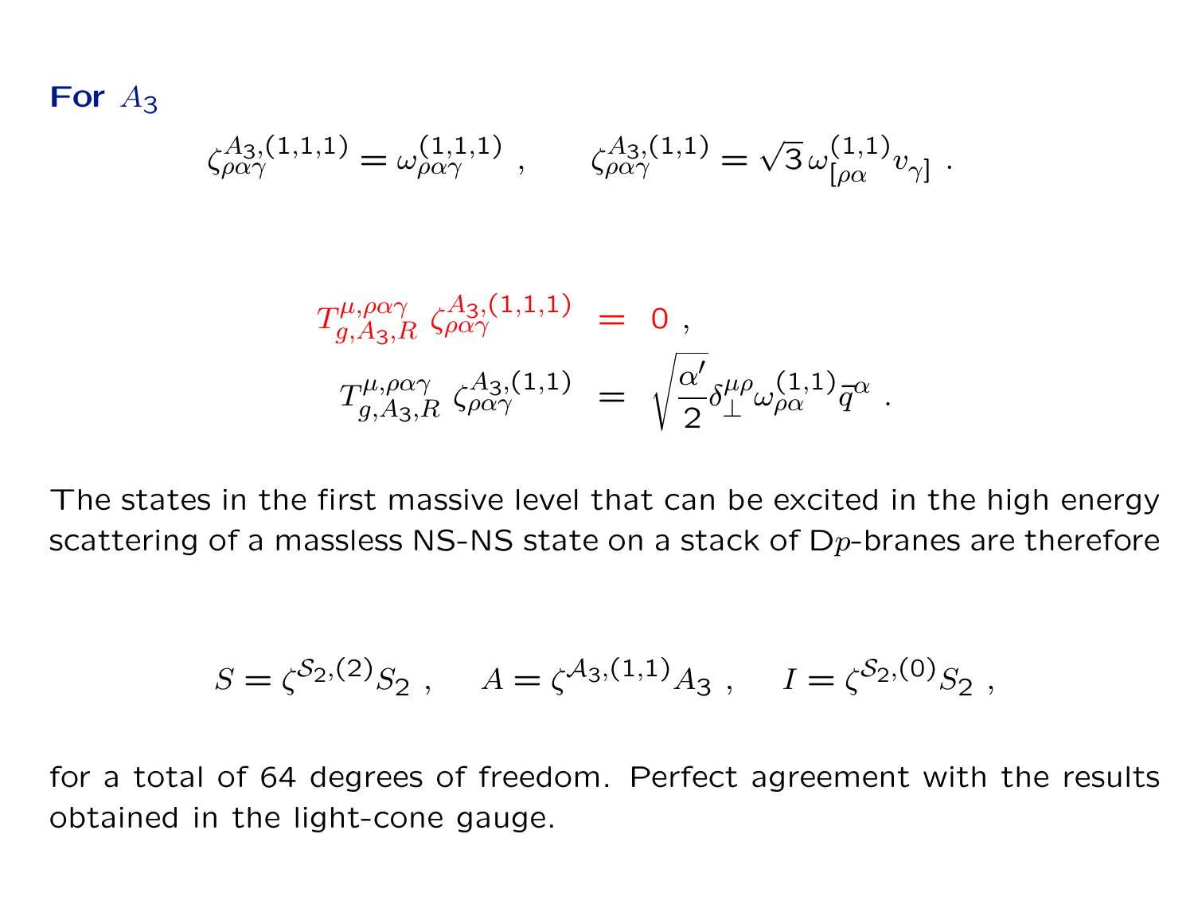**For $A_3$**

$$\zeta^{A_3,(1,1,1)}_{\rho\alpha\gamma} = \omega^{(1,1,1)}_{\rho\alpha\gamma} \ , \qquad \zeta^{A_3,(1,1)}_{\rho\alpha\gamma} = \sqrt{3}\,\omega^{(1,1)}_{[\rho\alpha} v_{\gamma]} \ .$$

$$\begin{aligned} T^{\mu,\rho\alpha\gamma}_{g,A_3,R}\ \zeta^{A_3,(1,1,1)}_{\rho\alpha\gamma} &= 0 \ , \\ T^{\mu,\rho\alpha\gamma}_{g,A_3,R}\ \zeta^{A_3,(1,1)}_{\rho\alpha\gamma} &= \sqrt{\frac{\alpha'}{2}}\delta^{\mu\rho}_{\perp}\omega^{(1,1)}_{\rho\alpha}\bar{q}^{\alpha} \ . \end{aligned}$$

The states in the first massive level that can be excited in the high energy scattering of a massless NS-NS state on a stack of D$p$-branes are therefore

$$S = \zeta^{\mathcal{S}_2,(2)} S_2 \ , \quad A = \zeta^{\mathcal{A}_3,(1,1)} A_3 \ , \quad I = \zeta^{\mathcal{S}_2,(0)} S_2 \ ,$$

for a total of 64 degrees of freedom. Perfect agreement with the results obtained in the light-cone gauge.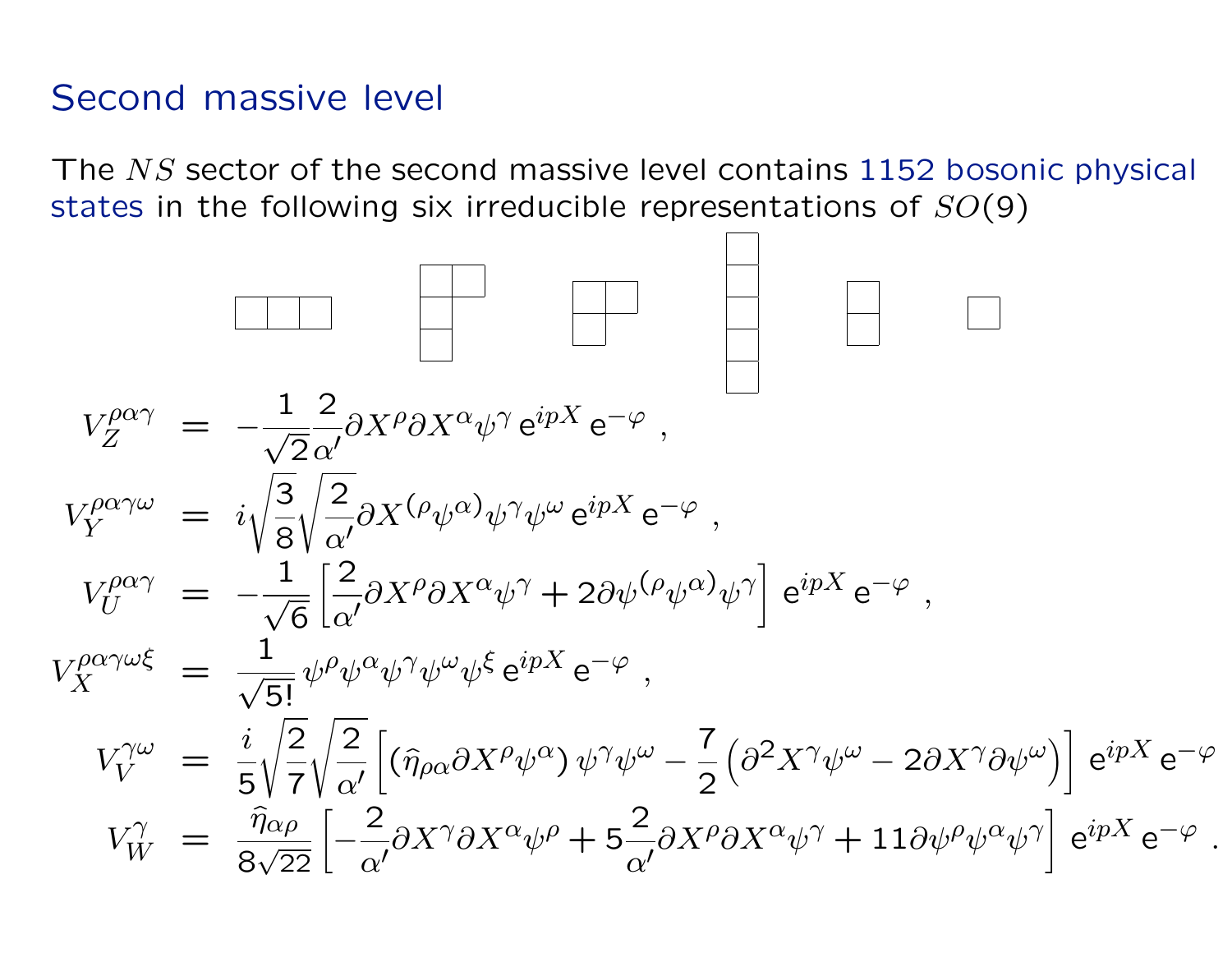## Second massive level

The $NS$ sector of the second massive level contains 1152 bosonic physical states in the following six irreducible representations of $SO(9)$

$$[3] \qquad [2,1,1] \qquad [2,1] \qquad [1,1,1,1,1] \qquad [1,1] \qquad [1]$$

$$
\begin{aligned}
V_Z^{\rho\alpha\gamma} &= -\frac{1}{\sqrt{2}}\frac{2}{\alpha'}\partial X^\rho \partial X^\alpha \psi^\gamma \, \mathrm{e}^{ipX}\, \mathrm{e}^{-\varphi} \ , \\
V_Y^{\rho\alpha\gamma\omega} &= i\sqrt{\frac{3}{8}}\sqrt{\frac{2}{\alpha'}}\partial X^{(\rho}\psi^{\alpha)}\psi^\gamma\psi^\omega \, \mathrm{e}^{ipX}\, \mathrm{e}^{-\varphi} \ , \\
V_U^{\rho\alpha\gamma} &= -\frac{1}{\sqrt{6}}\left[\frac{2}{\alpha'}\partial X^\rho \partial X^\alpha \psi^\gamma + 2\partial\psi^{(\rho}\psi^{\alpha)}\psi^\gamma\right] \mathrm{e}^{ipX}\, \mathrm{e}^{-\varphi} \ , \\
V_X^{\rho\alpha\gamma\omega\xi} &= \frac{1}{\sqrt{5!}}\,\psi^\rho\psi^\alpha\psi^\gamma\psi^\omega\psi^\xi \, \mathrm{e}^{ipX}\, \mathrm{e}^{-\varphi} \ , \\
V_V^{\gamma\omega} &= \frac{i}{5}\sqrt{\frac{2}{7}}\sqrt{\frac{2}{\alpha'}}\left[\left(\widehat{\eta}_{\rho\alpha}\partial X^\rho\psi^\alpha\right)\psi^\gamma\psi^\omega - \frac{7}{2}\left(\partial^2 X^\gamma\psi^\omega - 2\partial X^\gamma\partial\psi^\omega\right)\right] \mathrm{e}^{ipX}\, \mathrm{e}^{-\varphi} \\
V_W^{\gamma} &= \frac{\widehat{\eta}_{\alpha\rho}}{8\sqrt{22}}\left[-\frac{2}{\alpha'}\partial X^\gamma\partial X^\alpha\psi^\rho + 5\frac{2}{\alpha'}\partial X^\rho\partial X^\alpha\psi^\gamma + 11\partial\psi^\rho\psi^\alpha\psi^\gamma\right] \mathrm{e}^{ipX}\, \mathrm{e}^{-\varphi} \ .
\end{aligned}
$$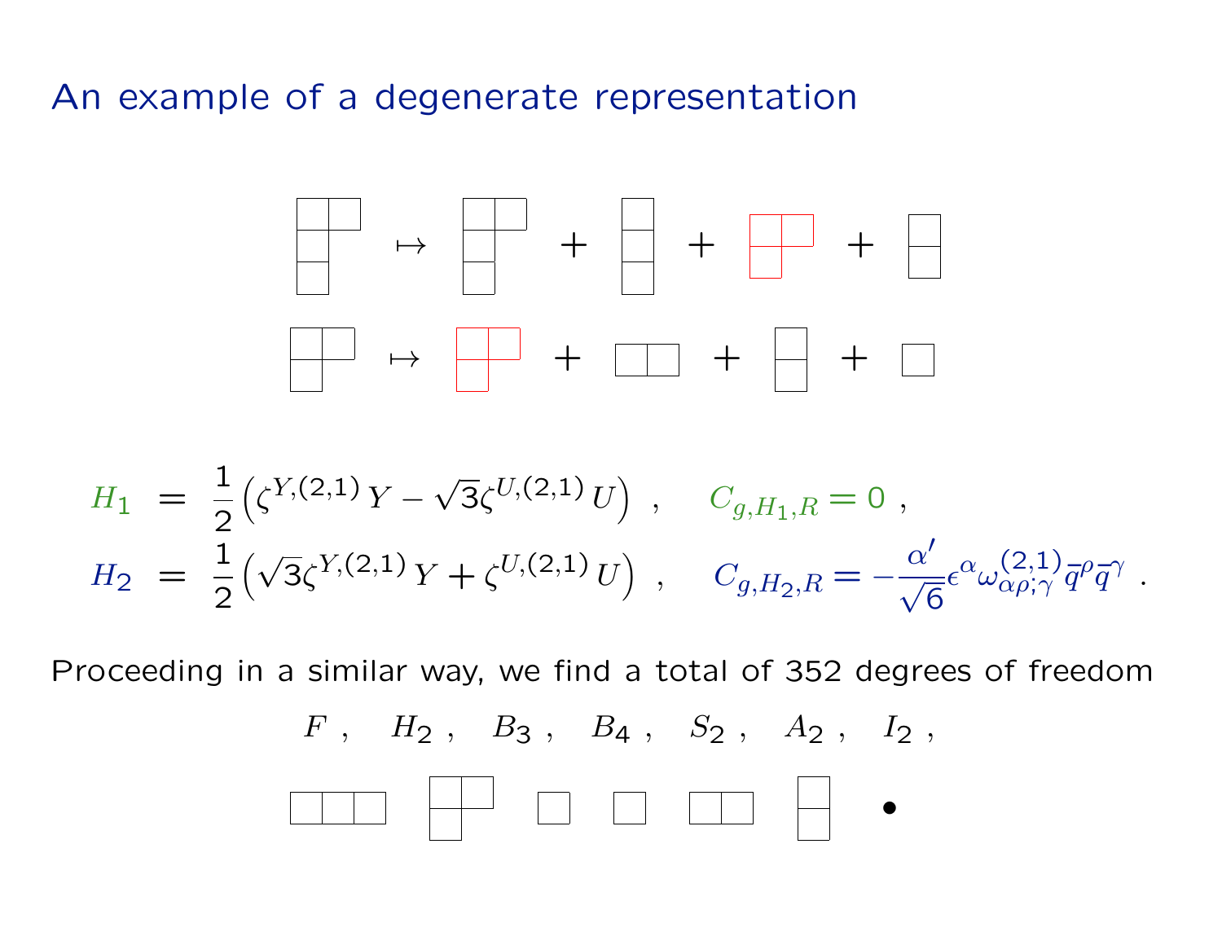# An example of a degenerate representation

$$
(2,1,1) \mapsto (2,1,1) + (1,1,1) + (2,1) + (1,1)
$$

$$
(2,1) \mapsto (2,1) + (2) + (1,1) + (1)
$$

$$
H_1 \;=\; \frac{1}{2}\Big(\zeta^{Y,(2,1)}\,Y - \sqrt{3}\zeta^{U,(2,1)}\,U\Big) \;, \qquad C_{g,H_1,R} = 0 \;,
$$

$$
H_2 \;=\; \frac{1}{2}\Big(\sqrt{3}\zeta^{Y,(2,1)}\,Y + \zeta^{U,(2,1)}\,U\Big) \;, \qquad C_{g,H_2,R} = -\frac{\alpha'}{\sqrt{6}}\epsilon^{\alpha}\omega^{(2,1)}_{\alpha\rho;\gamma}\,\bar{q}^{\rho}\bar{q}^{\gamma} \;.
$$

Proceeding in a similar way, we find a total of 352 degrees of freedom

$$
F \;, \quad H_2 \;, \quad B_3 \;, \quad B_4 \;, \quad S_2 \;, \quad A_2 \;, \quad I_2 \;,
$$

$$
(3) \quad (2,1) \quad (1) \quad (1) \quad (2) \quad (1,1) \quad \bullet
$$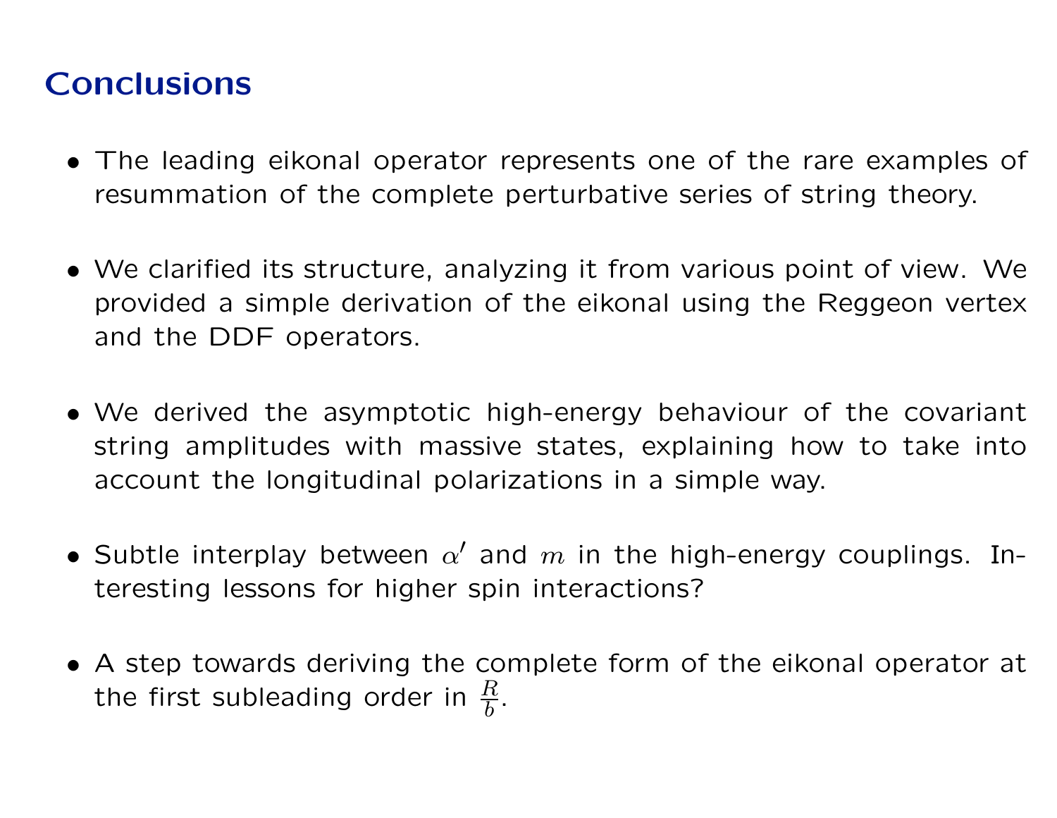## Conclusions

- The leading eikonal operator represents one of the rare examples of resummation of the complete perturbative series of string theory.
- We clarified its structure, analyzing it from various point of view. We provided a simple derivation of the eikonal using the Reggeon vertex and the DDF operators.
- We derived the asymptotic high-energy behaviour of the covariant string amplitudes with massive states, explaining how to take into account the longitudinal polarizations in a simple way.
- Subtle interplay between $\alpha'$ and $m$ in the high-energy couplings. Interesting lessons for higher spin interactions?
- A step towards deriving the complete form of the eikonal operator at the first subleading order in $\frac{R}{b}$.